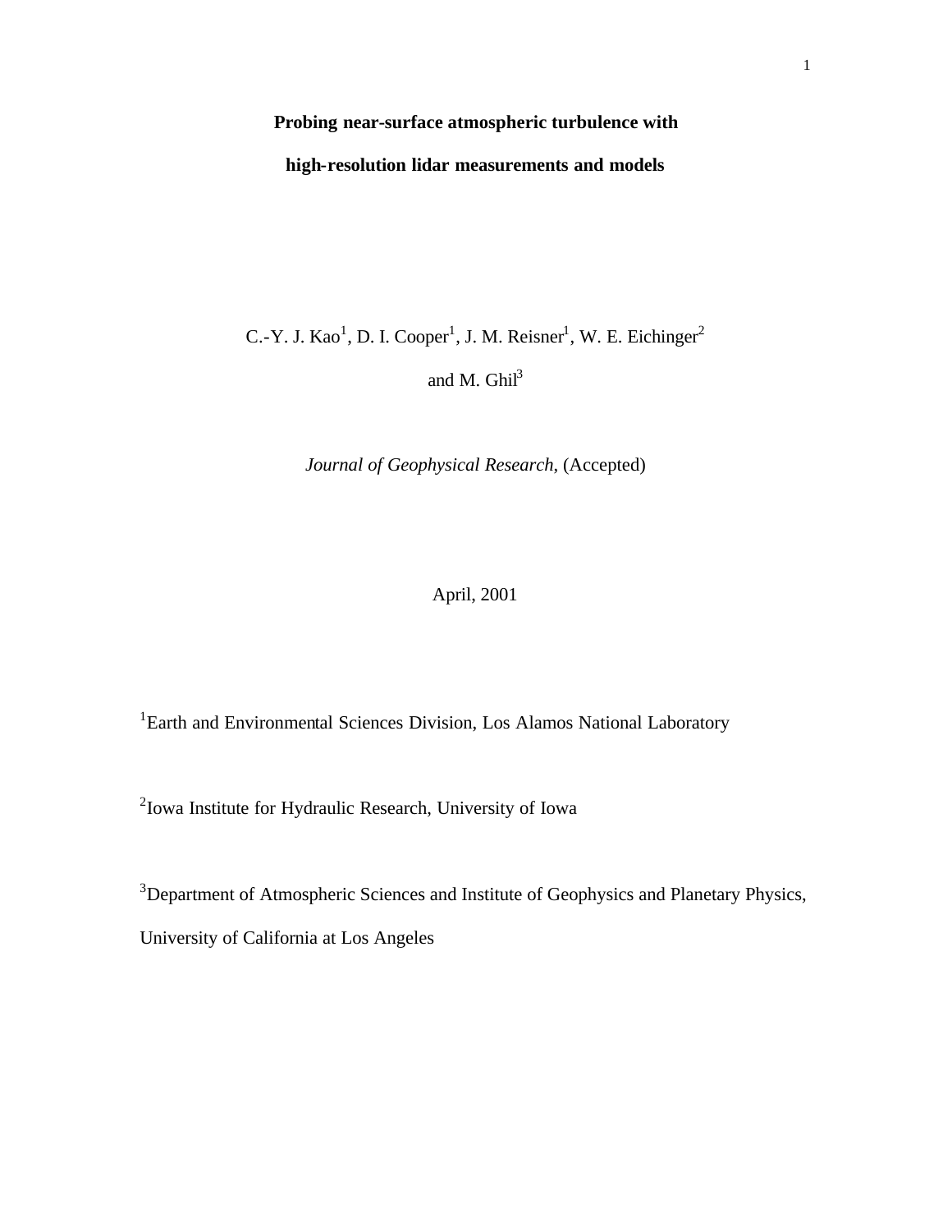# Probing near-surface atmospheric turbulence with high-resolution lidar measurements and models

C.-Y. J. Kao[1], D. I. Cooper[1], J. M. Reisner[1], W. E. Eichinger[2] and M. Ghil[3]

*Journal of Geophysical Research*, (Accepted)

April, 2001

[1]Earth and Environmental Sciences Division, Los Alamos National Laboratory

[2]Iowa Institute for Hydraulic Research, University of Iowa

[3]Department of Atmospheric Sciences and Institute of Geophysics and Planetary Physics, University of California at Los Angeles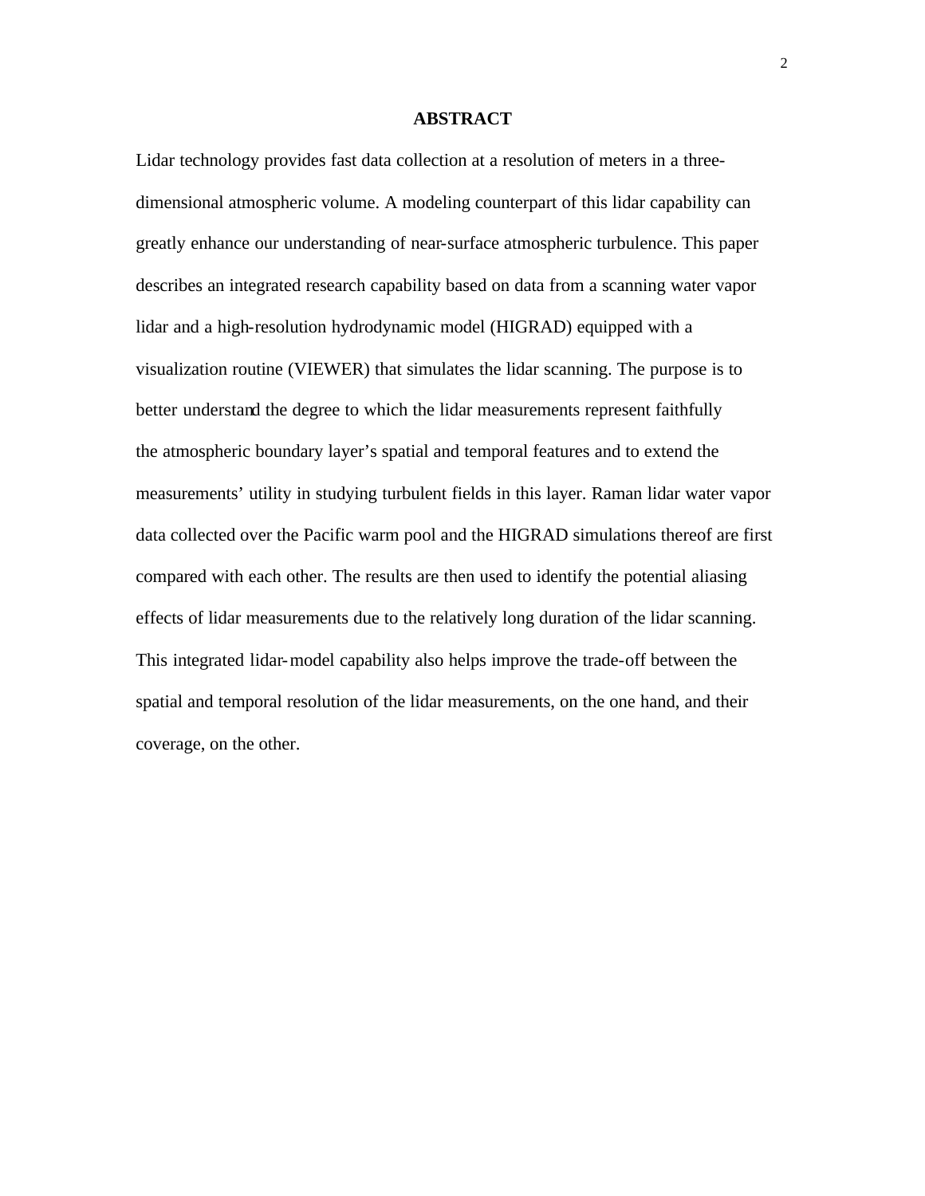## ABSTRACT

Lidar technology provides fast data collection at a resolution of meters in a three-dimensional atmospheric volume. A modeling counterpart of this lidar capability can greatly enhance our understanding of near-surface atmospheric turbulence. This paper describes an integrated research capability based on data from a scanning water vapor lidar and a high-resolution hydrodynamic model (HIGRAD) equipped with a visualization routine (VIEWER) that simulates the lidar scanning. The purpose is to better understand the degree to which the lidar measurements represent faithfully the atmospheric boundary layer's spatial and temporal features and to extend the measurements' utility in studying turbulent fields in this layer. Raman lidar water vapor data collected over the Pacific warm pool and the HIGRAD simulations thereof are first compared with each other. The results are then used to identify the potential aliasing effects of lidar measurements due to the relatively long duration of the lidar scanning. This integrated lidar-model capability also helps improve the trade-off between the spatial and temporal resolution of the lidar measurements, on the one hand, and their coverage, on the other.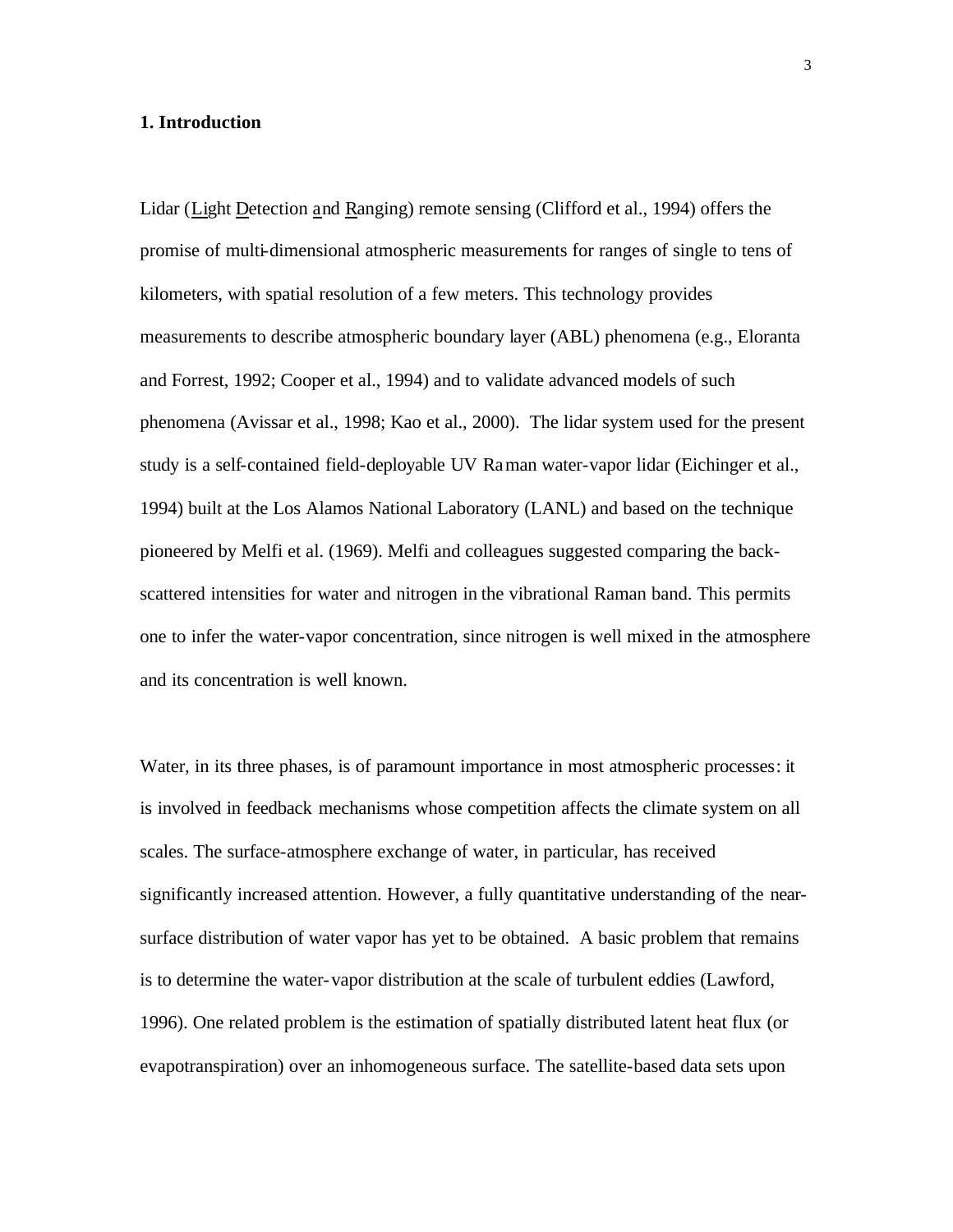## 1. Introduction

Lidar (Light Detection and Ranging) remote sensing (Clifford et al., 1994) offers the promise of multi-dimensional atmospheric measurements for ranges of single to tens of kilometers, with spatial resolution of a few meters. This technology provides measurements to describe atmospheric boundary layer (ABL) phenomena (e.g., Eloranta and Forrest, 1992; Cooper et al., 1994) and to validate advanced models of such phenomena (Avissar et al., 1998; Kao et al., 2000). The lidar system used for the present study is a self-contained field-deployable UV Raman water-vapor lidar (Eichinger et al., 1994) built at the Los Alamos National Laboratory (LANL) and based on the technique pioneered by Melfi et al. (1969). Melfi and colleagues suggested comparing the back-scattered intensities for water and nitrogen in the vibrational Raman band. This permits one to infer the water-vapor concentration, since nitrogen is well mixed in the atmosphere and its concentration is well known.

Water, in its three phases, is of paramount importance in most atmospheric processes: it is involved in feedback mechanisms whose competition affects the climate system on all scales. The surface-atmosphere exchange of water, in particular, has received significantly increased attention. However, a fully quantitative understanding of the near-surface distribution of water vapor has yet to be obtained. A basic problem that remains is to determine the water-vapor distribution at the scale of turbulent eddies (Lawford, 1996). One related problem is the estimation of spatially distributed latent heat flux (or evapotranspiration) over an inhomogeneous surface. The satellite-based data sets upon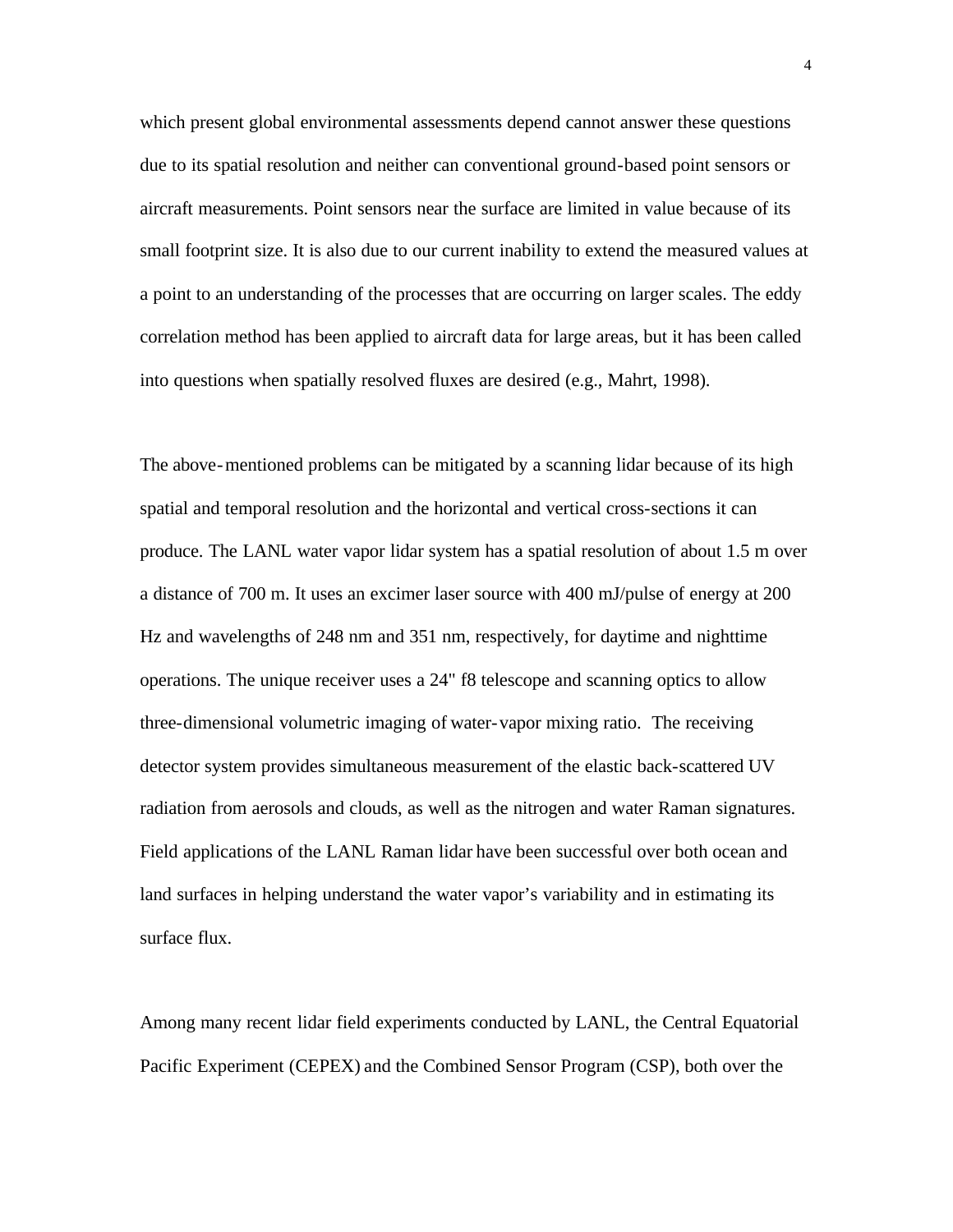which present global environmental assessments depend cannot answer these questions due to its spatial resolution and neither can conventional ground-based point sensors or aircraft measurements. Point sensors near the surface are limited in value because of its small footprint size. It is also due to our current inability to extend the measured values at a point to an understanding of the processes that are occurring on larger scales. The eddy correlation method has been applied to aircraft data for large areas, but it has been called into questions when spatially resolved fluxes are desired (e.g., Mahrt, 1998).

The above-mentioned problems can be mitigated by a scanning lidar because of its high spatial and temporal resolution and the horizontal and vertical cross-sections it can produce. The LANL water vapor lidar system has a spatial resolution of about 1.5 m over a distance of 700 m. It uses an excimer laser source with 400 mJ/pulse of energy at 200 Hz and wavelengths of 248 nm and 351 nm, respectively, for daytime and nighttime operations. The unique receiver uses a 24" f8 telescope and scanning optics to allow three-dimensional volumetric imaging of water-vapor mixing ratio. The receiving detector system provides simultaneous measurement of the elastic back-scattered UV radiation from aerosols and clouds, as well as the nitrogen and water Raman signatures. Field applications of the LANL Raman lidar have been successful over both ocean and land surfaces in helping understand the water vapor's variability and in estimating its surface flux.

Among many recent lidar field experiments conducted by LANL, the Central Equatorial Pacific Experiment (CEPEX) and the Combined Sensor Program (CSP), both over the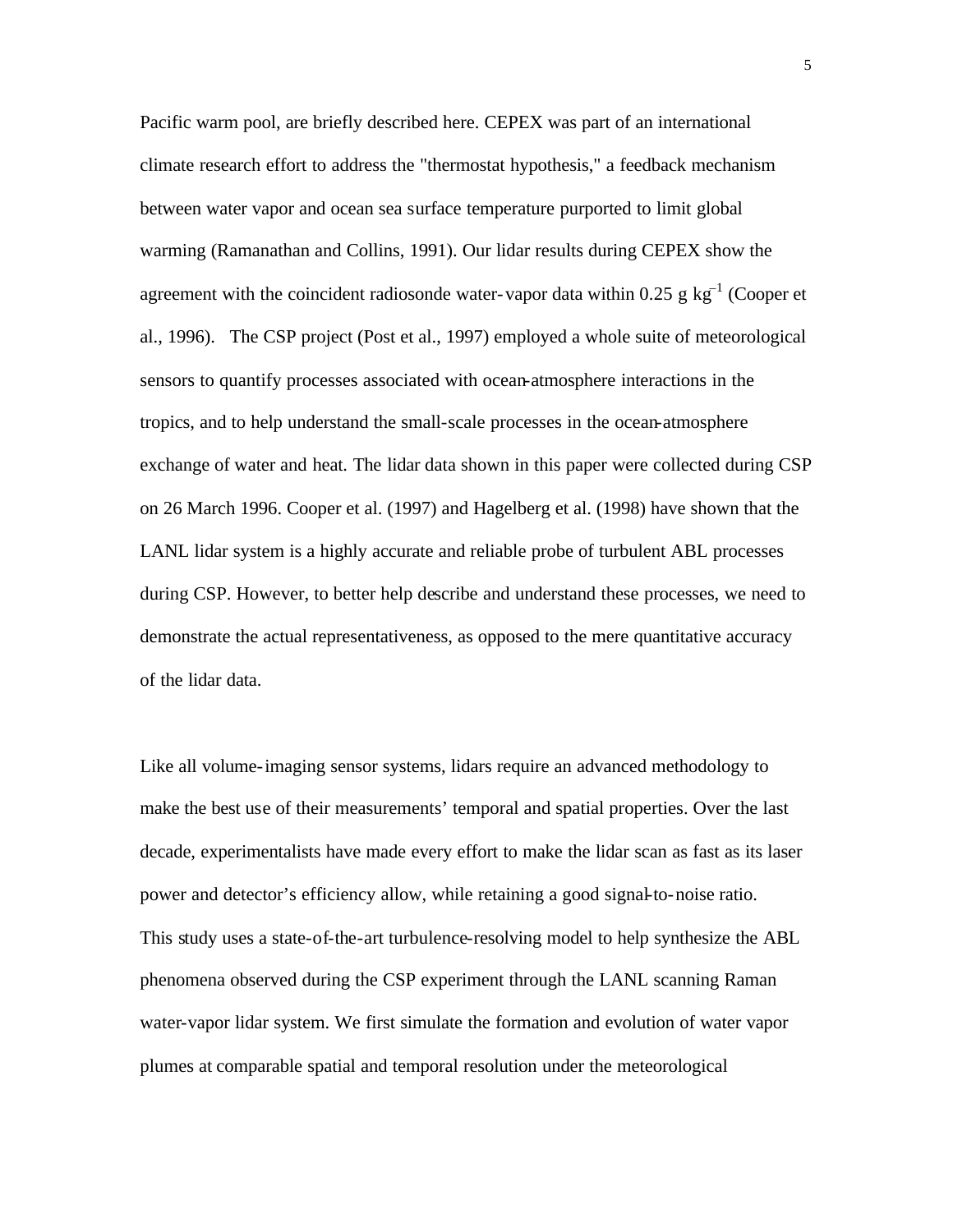Pacific warm pool, are briefly described here. CEPEX was part of an international climate research effort to address the "thermostat hypothesis," a feedback mechanism between water vapor and ocean sea surface temperature purported to limit global warming (Ramanathan and Collins, 1991). Our lidar results during CEPEX show the agreement with the coincident radiosonde water-vapor data within 0.25 g $kg^{-1}$ (Cooper et al., 1996). The CSP project (Post et al., 1997) employed a whole suite of meteorological sensors to quantify processes associated with ocean-atmosphere interactions in the tropics, and to help understand the small-scale processes in the ocean-atmosphere exchange of water and heat. The lidar data shown in this paper were collected during CSP on 26 March 1996. Cooper et al. (1997) and Hagelberg et al. (1998) have shown that the LANL lidar system is a highly accurate and reliable probe of turbulent ABL processes during CSP. However, to better help describe and understand these processes, we need to demonstrate the actual representativeness, as opposed to the mere quantitative accuracy of the lidar data.

Like all volume-imaging sensor systems, lidars require an advanced methodology to make the best use of their measurements' temporal and spatial properties. Over the last decade, experimentalists have made every effort to make the lidar scan as fast as its laser power and detector's efficiency allow, while retaining a good signal-to-noise ratio. This study uses a state-of-the-art turbulence-resolving model to help synthesize the ABL phenomena observed during the CSP experiment through the LANL scanning Raman water-vapor lidar system. We first simulate the formation and evolution of water vapor plumes at comparable spatial and temporal resolution under the meteorological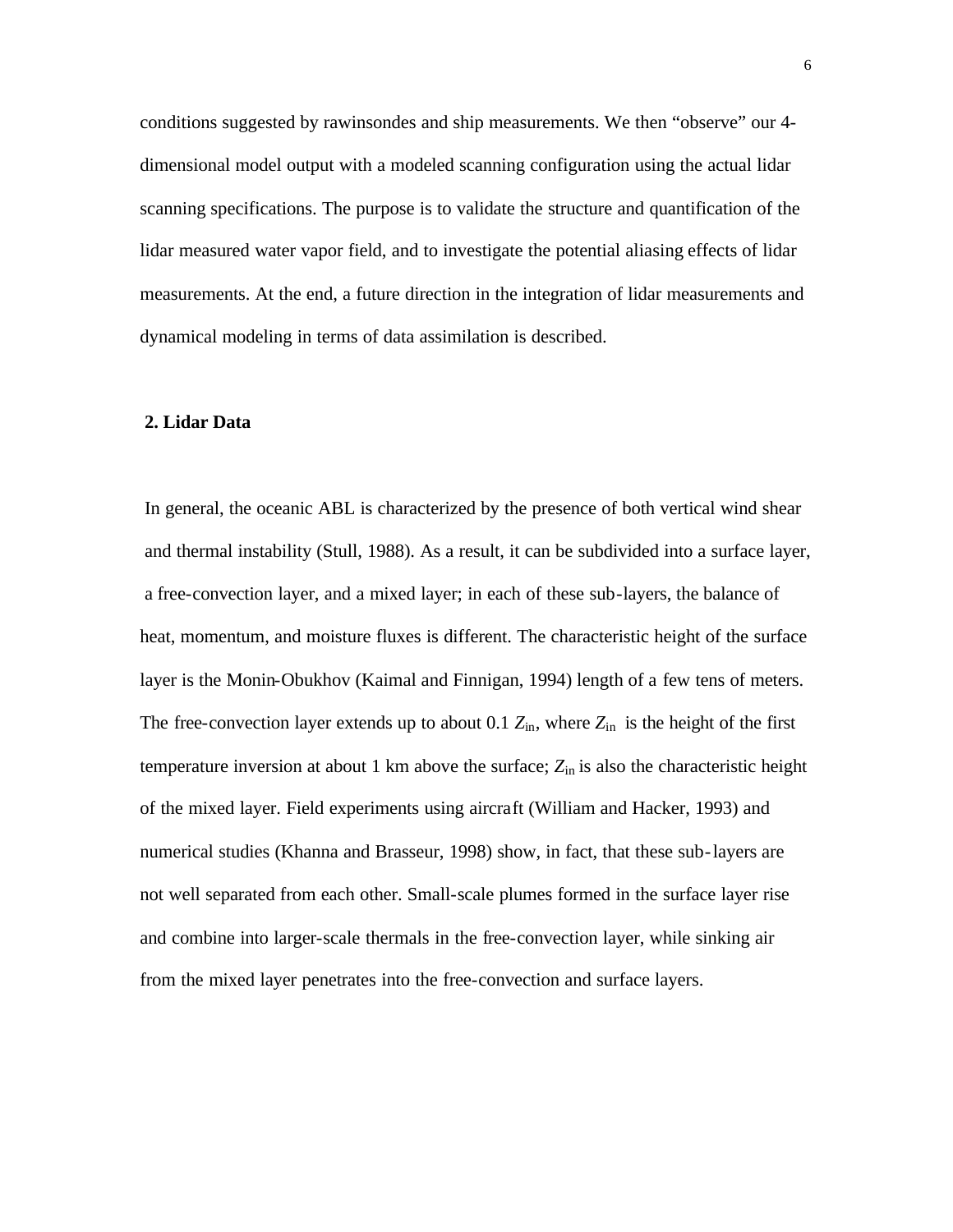conditions suggested by rawinsondes and ship measurements. We then "observe" our 4-dimensional model output with a modeled scanning configuration using the actual lidar scanning specifications. The purpose is to validate the structure and quantification of the lidar measured water vapor field, and to investigate the potential aliasing effects of lidar measurements. At the end, a future direction in the integration of lidar measurements and dynamical modeling in terms of data assimilation is described.

## 2. Lidar Data

In general, the oceanic ABL is characterized by the presence of both vertical wind shear and thermal instability (Stull, 1988). As a result, it can be subdivided into a surface layer, a free-convection layer, and a mixed layer; in each of these sub-layers, the balance of heat, momentum, and moisture fluxes is different. The characteristic height of the surface layer is the Monin-Obukhov (Kaimal and Finnigan, 1994) length of a few tens of meters. The free-convection layer extends up to about 0.1 $Z_{in}$, where $Z_{in}$ is the height of the first temperature inversion at about 1 km above the surface; $Z_{in}$ is also the characteristic height of the mixed layer. Field experiments using aircraft (William and Hacker, 1993) and numerical studies (Khanna and Brasseur, 1998) show, in fact, that these sub-layers are not well separated from each other. Small-scale plumes formed in the surface layer rise and combine into larger-scale thermals in the free-convection layer, while sinking air from the mixed layer penetrates into the free-convection and surface layers.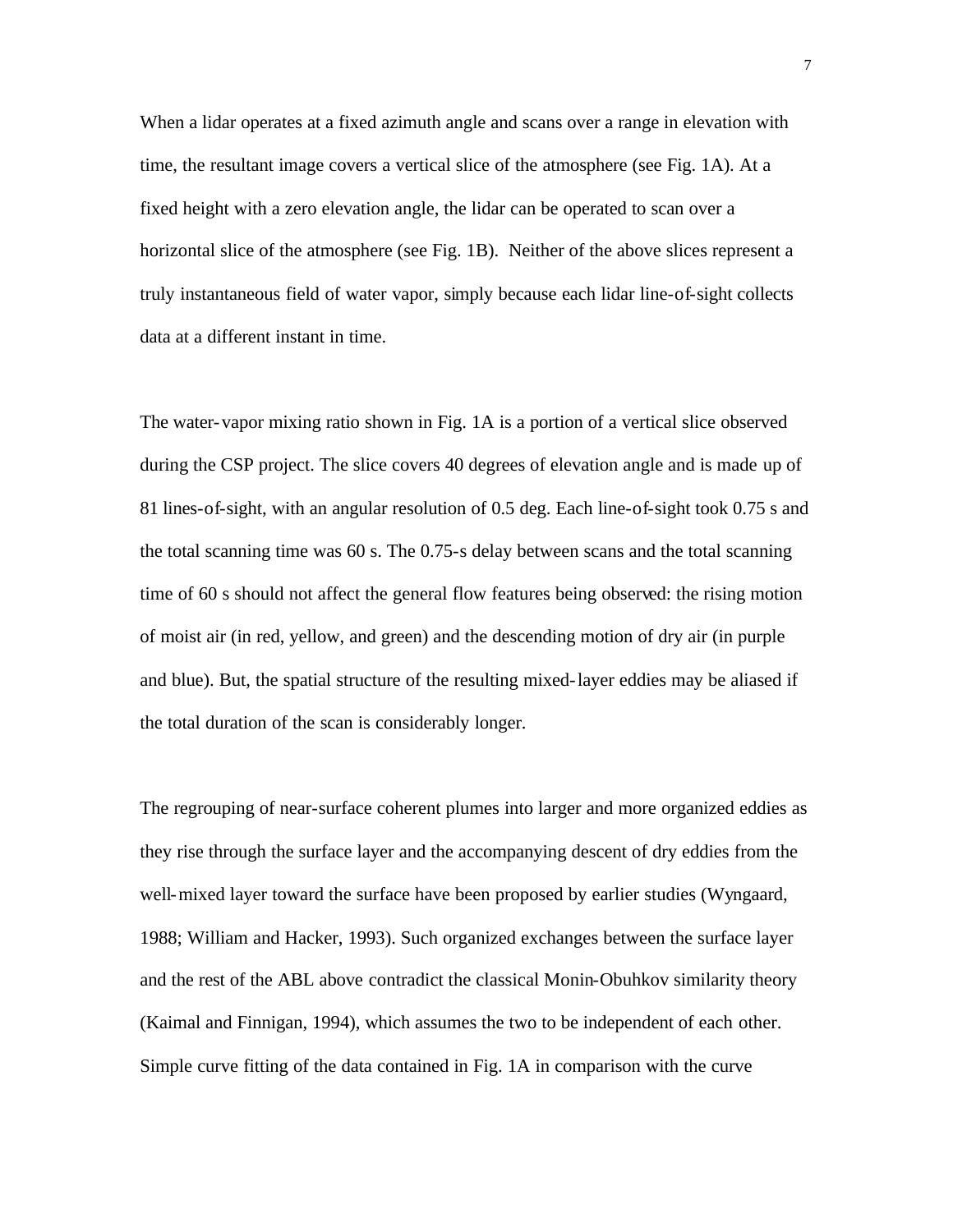When a lidar operates at a fixed azimuth angle and scans over a range in elevation with time, the resultant image covers a vertical slice of the atmosphere (see Fig. 1A). At a fixed height with a zero elevation angle, the lidar can be operated to scan over a horizontal slice of the atmosphere (see Fig. 1B). Neither of the above slices represent a truly instantaneous field of water vapor, simply because each lidar line-of-sight collects data at a different instant in time.

The water-vapor mixing ratio shown in Fig. 1A is a portion of a vertical slice observed during the CSP project. The slice covers 40 degrees of elevation angle and is made up of 81 lines-of-sight, with an angular resolution of 0.5 deg. Each line-of-sight took 0.75 s and the total scanning time was 60 s. The 0.75-s delay between scans and the total scanning time of 60 s should not affect the general flow features being observed: the rising motion of moist air (in red, yellow, and green) and the descending motion of dry air (in purple and blue). But, the spatial structure of the resulting mixed-layer eddies may be aliased if the total duration of the scan is considerably longer.

The regrouping of near-surface coherent plumes into larger and more organized eddies as they rise through the surface layer and the accompanying descent of dry eddies from the well-mixed layer toward the surface have been proposed by earlier studies (Wyngaard, 1988; William and Hacker, 1993). Such organized exchanges between the surface layer and the rest of the ABL above contradict the classical Monin-Obuhkov similarity theory (Kaimal and Finnigan, 1994), which assumes the two to be independent of each other. Simple curve fitting of the data contained in Fig. 1A in comparison with the curve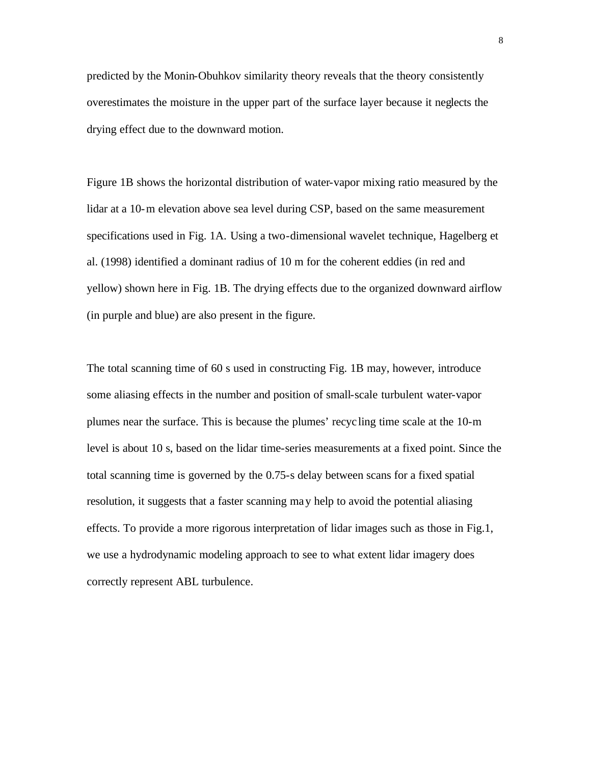predicted by the Monin-Obuhkov similarity theory reveals that the theory consistently overestimates the moisture in the upper part of the surface layer because it neglects the drying effect due to the downward motion.

Figure 1B shows the horizontal distribution of water-vapor mixing ratio measured by the lidar at a 10-m elevation above sea level during CSP, based on the same measurement specifications used in Fig. 1A. Using a two-dimensional wavelet technique, Hagelberg et al. (1998) identified a dominant radius of 10 m for the coherent eddies (in red and yellow) shown here in Fig. 1B. The drying effects due to the organized downward airflow (in purple and blue) are also present in the figure.

The total scanning time of 60 s used in constructing Fig. 1B may, however, introduce some aliasing effects in the number and position of small-scale turbulent water-vapor plumes near the surface. This is because the plumes' recycling time scale at the 10-m level is about 10 s, based on the lidar time-series measurements at a fixed point. Since the total scanning time is governed by the 0.75-s delay between scans for a fixed spatial resolution, it suggests that a faster scanning may help to avoid the potential aliasing effects. To provide a more rigorous interpretation of lidar images such as those in Fig.1, we use a hydrodynamic modeling approach to see to what extent lidar imagery does correctly represent ABL turbulence.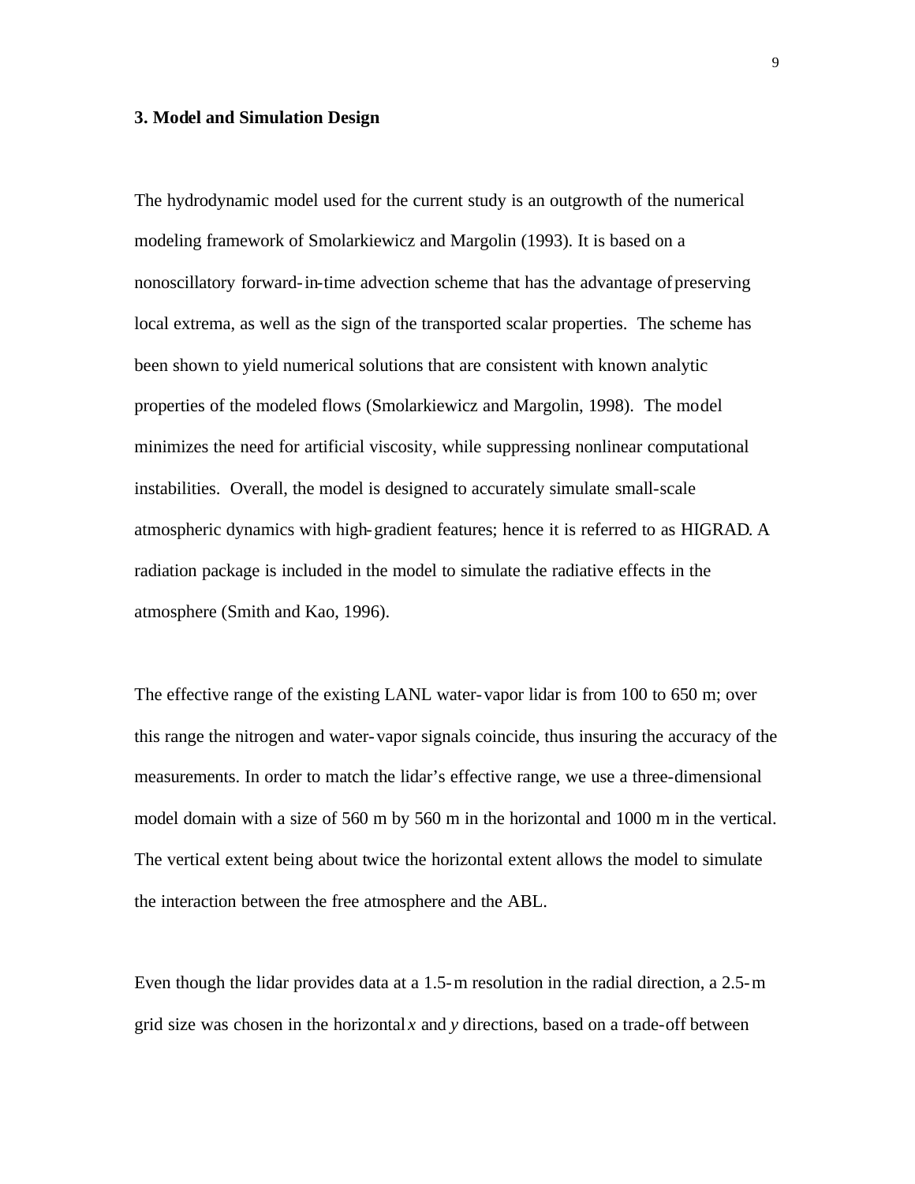### 3. Model and Simulation Design

The hydrodynamic model used for the current study is an outgrowth of the numerical modeling framework of Smolarkiewicz and Margolin (1993). It is based on a nonoscillatory forward-in-time advection scheme that has the advantage of preserving local extrema, as well as the sign of the transported scalar properties. The scheme has been shown to yield numerical solutions that are consistent with known analytic properties of the modeled flows (Smolarkiewicz and Margolin, 1998). The model minimizes the need for artificial viscosity, while suppressing nonlinear computational instabilities. Overall, the model is designed to accurately simulate small-scale atmospheric dynamics with high-gradient features; hence it is referred to as HIGRAD. A radiation package is included in the model to simulate the radiative effects in the atmosphere (Smith and Kao, 1996).

The effective range of the existing LANL water-vapor lidar is from 100 to 650 m; over this range the nitrogen and water-vapor signals coincide, thus insuring the accuracy of the measurements. In order to match the lidar's effective range, we use a three-dimensional model domain with a size of 560 m by 560 m in the horizontal and 1000 m in the vertical. The vertical extent being about twice the horizontal extent allows the model to simulate the interaction between the free atmosphere and the ABL.

Even though the lidar provides data at a 1.5-m resolution in the radial direction, a 2.5-m grid size was chosen in the horizontal $x$ and $y$ directions, based on a trade-off between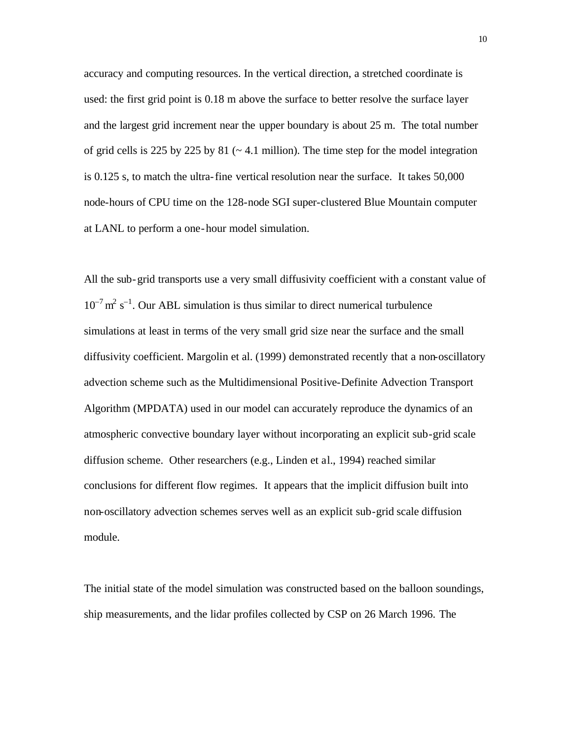accuracy and computing resources. In the vertical direction, a stretched coordinate is used: the first grid point is 0.18 m above the surface to better resolve the surface layer and the largest grid increment near the upper boundary is about 25 m. The total number of grid cells is 225 by 225 by 81 (~ 4.1 million). The time step for the model integration is 0.125 s, to match the ultra-fine vertical resolution near the surface. It takes 50,000 node-hours of CPU time on the 128-node SGI super-clustered Blue Mountain computer at LANL to perform a one-hour model simulation.

All the sub-grid transports use a very small diffusivity coefficient with a constant value of $10^{-7}$ m$^2$ s$^{-1}$. Our ABL simulation is thus similar to direct numerical turbulence simulations at least in terms of the very small grid size near the surface and the small diffusivity coefficient. Margolin et al. (1999) demonstrated recently that a non-oscillatory advection scheme such as the Multidimensional Positive-Definite Advection Transport Algorithm (MPDATA) used in our model can accurately reproduce the dynamics of an atmospheric convective boundary layer without incorporating an explicit sub-grid scale diffusion scheme. Other researchers (e.g., Linden et al., 1994) reached similar conclusions for different flow regimes. It appears that the implicit diffusion built into non-oscillatory advection schemes serves well as an explicit sub-grid scale diffusion module.

The initial state of the model simulation was constructed based on the balloon soundings, ship measurements, and the lidar profiles collected by CSP on 26 March 1996. The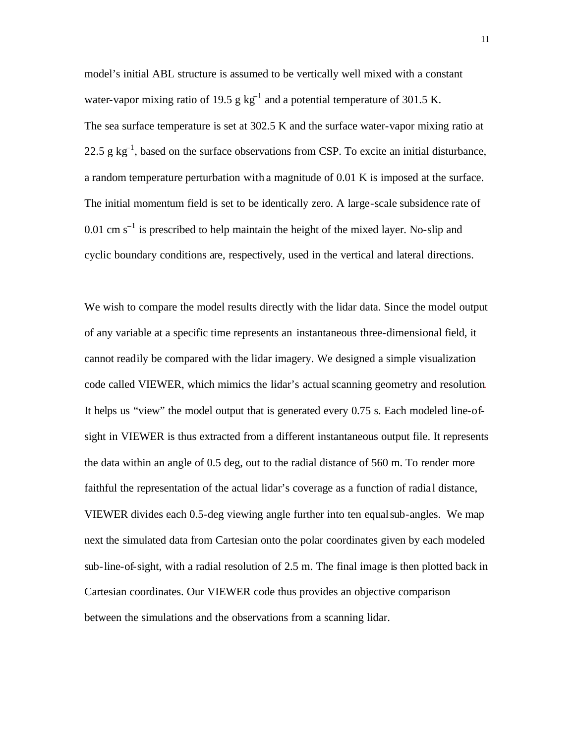model's initial ABL structure is assumed to be vertically well mixed with a constant water-vapor mixing ratio of 19.5 g kg$^{-1}$ and a potential temperature of 301.5 K. The sea surface temperature is set at 302.5 K and the surface water-vapor mixing ratio at 22.5 g kg$^{-1}$, based on the surface observations from CSP. To excite an initial disturbance, a random temperature perturbation with a magnitude of 0.01 K is imposed at the surface. The initial momentum field is set to be identically zero. A large-scale subsidence rate of 0.01 cm s$^{-1}$ is prescribed to help maintain the height of the mixed layer. No-slip and cyclic boundary conditions are, respectively, used in the vertical and lateral directions.

We wish to compare the model results directly with the lidar data. Since the model output of any variable at a specific time represents an instantaneous three-dimensional field, it cannot readily be compared with the lidar imagery. We designed a simple visualization code called VIEWER, which mimics the lidar's actual scanning geometry and resolution. It helps us "view" the model output that is generated every 0.75 s. Each modeled line-of-sight in VIEWER is thus extracted from a different instantaneous output file. It represents the data within an angle of 0.5 deg, out to the radial distance of 560 m. To render more faithful the representation of the actual lidar's coverage as a function of radial distance, VIEWER divides each 0.5-deg viewing angle further into ten equal sub-angles. We map next the simulated data from Cartesian onto the polar coordinates given by each modeled sub-line-of-sight, with a radial resolution of 2.5 m. The final image is then plotted back in Cartesian coordinates. Our VIEWER code thus provides an objective comparison between the simulations and the observations from a scanning lidar.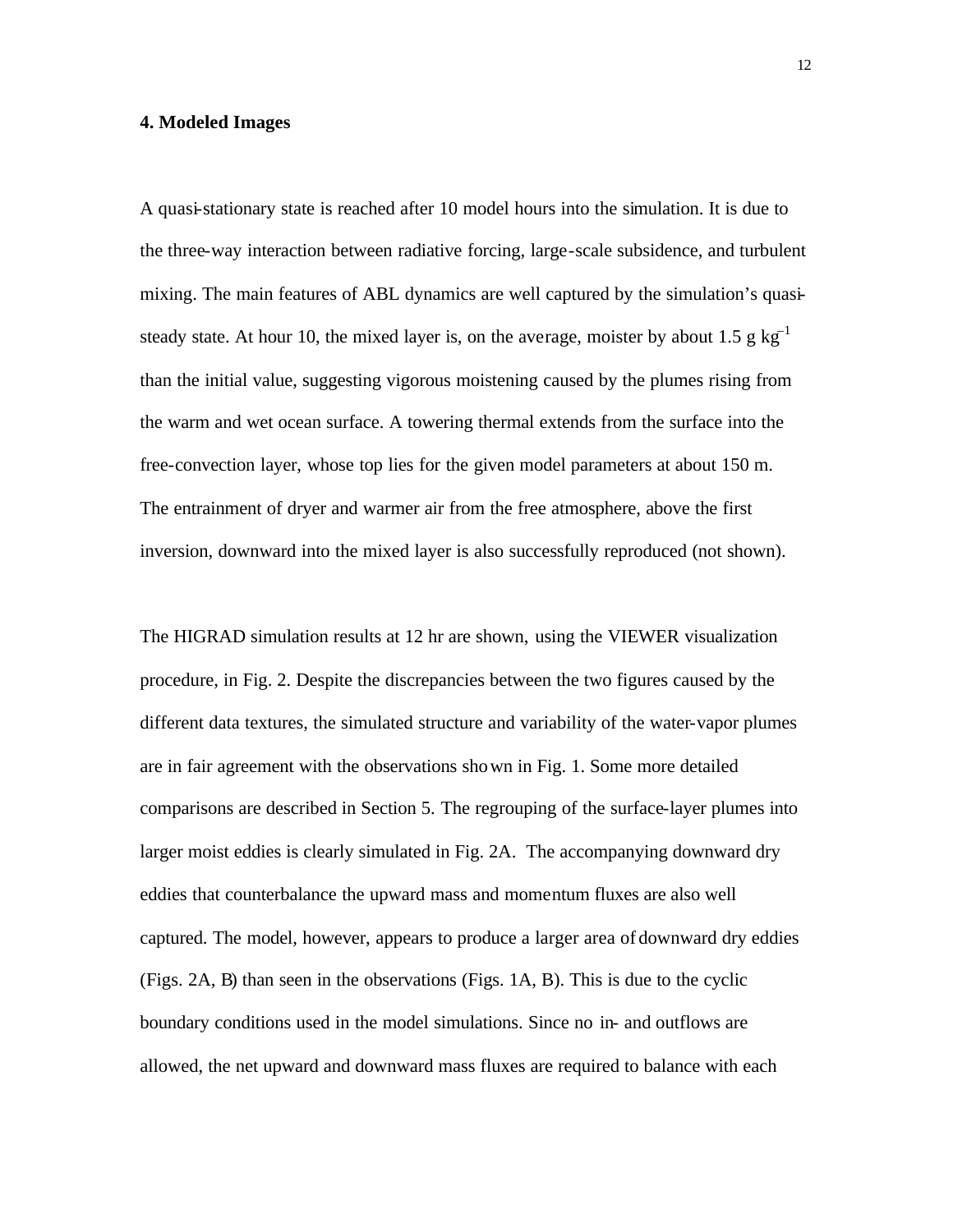### 4. Modeled Images

A quasi-stationary state is reached after 10 model hours into the simulation. It is due to the three-way interaction between radiative forcing, large-scale subsidence, and turbulent mixing. The main features of ABL dynamics are well captured by the simulation's quasi-steady state. At hour 10, the mixed layer is, on the average, moister by about 1.5 g $kg^{-1}$ than the initial value, suggesting vigorous moistening caused by the plumes rising from the warm and wet ocean surface. A towering thermal extends from the surface into the free-convection layer, whose top lies for the given model parameters at about 150 m. The entrainment of dryer and warmer air from the free atmosphere, above the first inversion, downward into the mixed layer is also successfully reproduced (not shown).

The HIGRAD simulation results at 12 hr are shown, using the VIEWER visualization procedure, in Fig. 2. Despite the discrepancies between the two figures caused by the different data textures, the simulated structure and variability of the water-vapor plumes are in fair agreement with the observations shown in Fig. 1. Some more detailed comparisons are described in Section 5. The regrouping of the surface-layer plumes into larger moist eddies is clearly simulated in Fig. 2A. The accompanying downward dry eddies that counterbalance the upward mass and momentum fluxes are also well captured. The model, however, appears to produce a larger area of downward dry eddies (Figs. 2A, B) than seen in the observations (Figs. 1A, B). This is due to the cyclic boundary conditions used in the model simulations. Since no in- and outflows are allowed, the net upward and downward mass fluxes are required to balance with each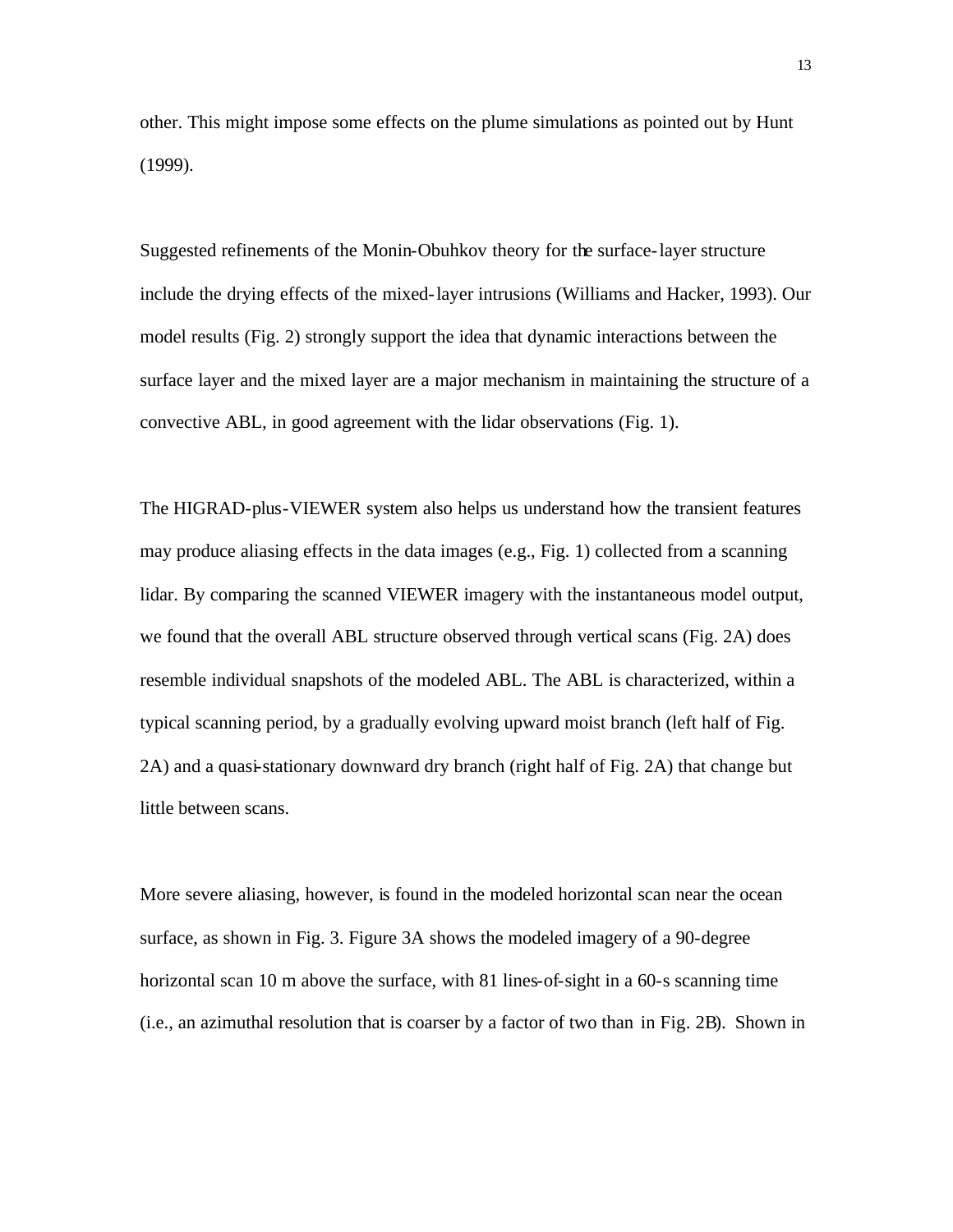other. This might impose some effects on the plume simulations as pointed out by Hunt (1999).

Suggested refinements of the Monin-Obuhkov theory for the surface-layer structure include the drying effects of the mixed-layer intrusions (Williams and Hacker, 1993). Our model results (Fig. 2) strongly support the idea that dynamic interactions between the surface layer and the mixed layer are a major mechanism in maintaining the structure of a convective ABL, in good agreement with the lidar observations (Fig. 1).

The HIGRAD-plus-VIEWER system also helps us understand how the transient features may produce aliasing effects in the data images (e.g., Fig. 1) collected from a scanning lidar. By comparing the scanned VIEWER imagery with the instantaneous model output, we found that the overall ABL structure observed through vertical scans (Fig. 2A) does resemble individual snapshots of the modeled ABL. The ABL is characterized, within a typical scanning period, by a gradually evolving upward moist branch (left half of Fig. 2A) and a quasi-stationary downward dry branch (right half of Fig. 2A) that change but little between scans.

More severe aliasing, however, is found in the modeled horizontal scan near the ocean surface, as shown in Fig. 3. Figure 3A shows the modeled imagery of a 90-degree horizontal scan 10 m above the surface, with 81 lines-of-sight in a 60-s scanning time (i.e., an azimuthal resolution that is coarser by a factor of two than in Fig. 2B). Shown in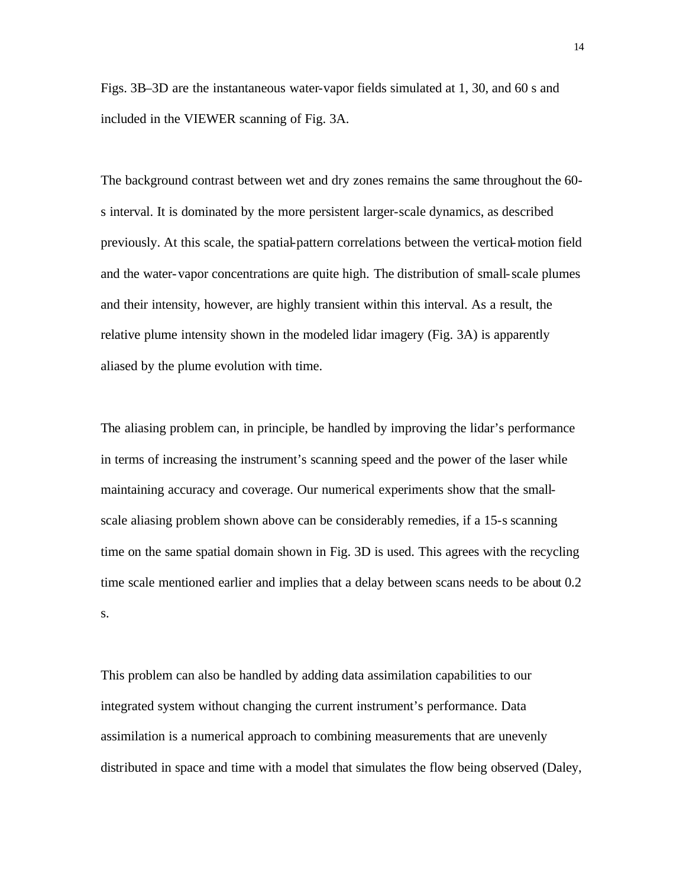Figs. 3B–3D are the instantaneous water-vapor fields simulated at 1, 30, and 60 s and included in the VIEWER scanning of Fig. 3A.

The background contrast between wet and dry zones remains the same throughout the 60-s interval. It is dominated by the more persistent larger-scale dynamics, as described previously. At this scale, the spatial-pattern correlations between the vertical-motion field and the water-vapor concentrations are quite high. The distribution of small-scale plumes and their intensity, however, are highly transient within this interval. As a result, the relative plume intensity shown in the modeled lidar imagery (Fig. 3A) is apparently aliased by the plume evolution with time.

The aliasing problem can, in principle, be handled by improving the lidar's performance in terms of increasing the instrument's scanning speed and the power of the laser while maintaining accuracy and coverage. Our numerical experiments show that the small-scale aliasing problem shown above can be considerably remedies, if a 15-s scanning time on the same spatial domain shown in Fig. 3D is used. This agrees with the recycling time scale mentioned earlier and implies that a delay between scans needs to be about 0.2 s.

This problem can also be handled by adding data assimilation capabilities to our integrated system without changing the current instrument's performance. Data assimilation is a numerical approach to combining measurements that are unevenly distributed in space and time with a model that simulates the flow being observed (Daley,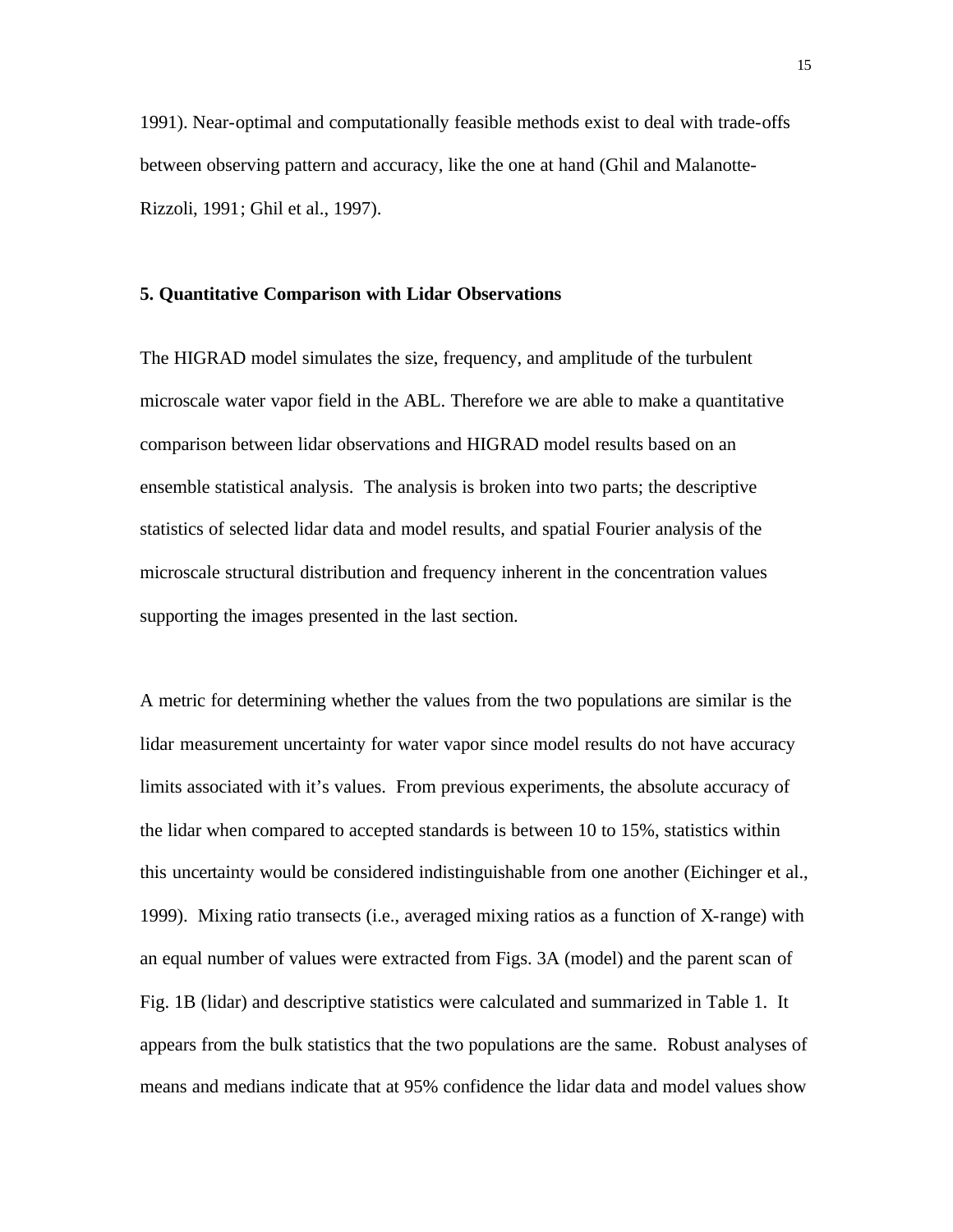1991). Near-optimal and computationally feasible methods exist to deal with trade-offs between observing pattern and accuracy, like the one at hand (Ghil and Malanotte-Rizzoli, 1991; Ghil et al., 1997).

## 5. Quantitative Comparison with Lidar Observations

The HIGRAD model simulates the size, frequency, and amplitude of the turbulent microscale water vapor field in the ABL. Therefore we are able to make a quantitative comparison between lidar observations and HIGRAD model results based on an ensemble statistical analysis. The analysis is broken into two parts; the descriptive statistics of selected lidar data and model results, and spatial Fourier analysis of the microscale structural distribution and frequency inherent in the concentration values supporting the images presented in the last section.

A metric for determining whether the values from the two populations are similar is the lidar measurement uncertainty for water vapor since model results do not have accuracy limits associated with it's values. From previous experiments, the absolute accuracy of the lidar when compared to accepted standards is between 10 to 15%, statistics within this uncertainty would be considered indistinguishable from one another (Eichinger et al., 1999). Mixing ratio transects (i.e., averaged mixing ratios as a function of X-range) with an equal number of values were extracted from Figs. 3A (model) and the parent scan of Fig. 1B (lidar) and descriptive statistics were calculated and summarized in Table 1. It appears from the bulk statistics that the two populations are the same. Robust analyses of means and medians indicate that at 95% confidence the lidar data and model values show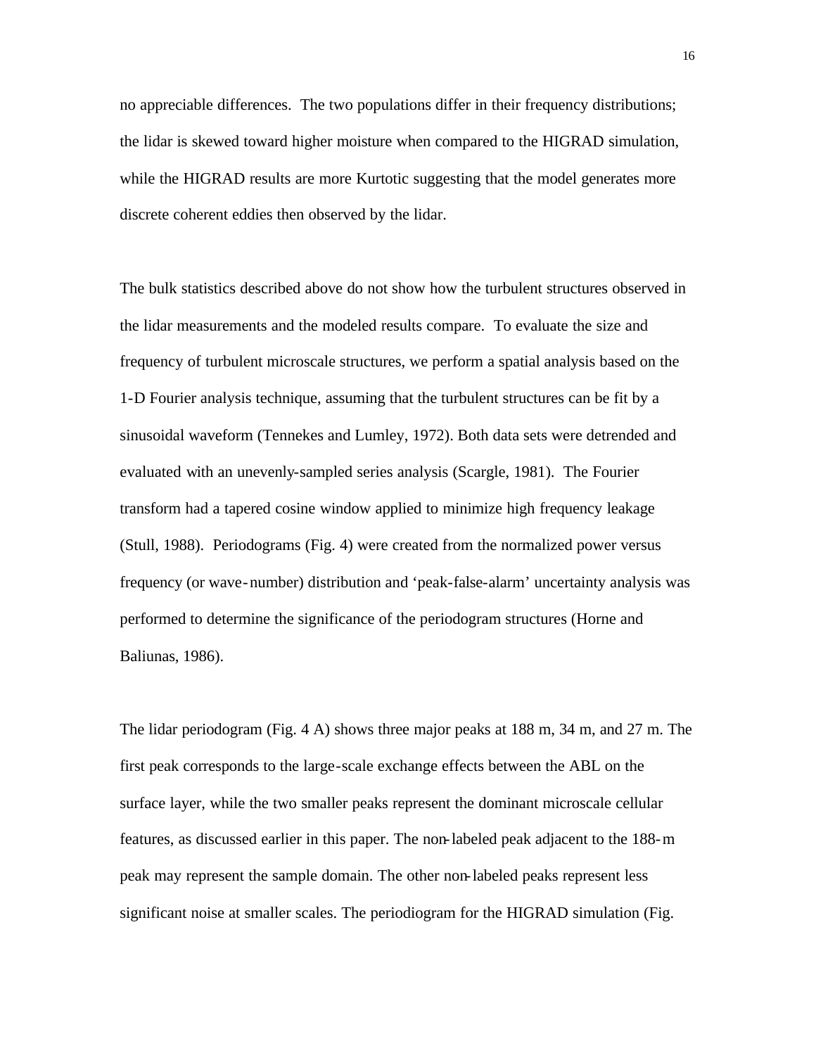no appreciable differences. The two populations differ in their frequency distributions; the lidar is skewed toward higher moisture when compared to the HIGRAD simulation, while the HIGRAD results are more Kurtotic suggesting that the model generates more discrete coherent eddies then observed by the lidar.

The bulk statistics described above do not show how the turbulent structures observed in the lidar measurements and the modeled results compare. To evaluate the size and frequency of turbulent microscale structures, we perform a spatial analysis based on the 1-D Fourier analysis technique, assuming that the turbulent structures can be fit by a sinusoidal waveform (Tennekes and Lumley, 1972). Both data sets were detrended and evaluated with an unevenly-sampled series analysis (Scargle, 1981). The Fourier transform had a tapered cosine window applied to minimize high frequency leakage (Stull, 1988). Periodograms (Fig. 4) were created from the normalized power versus frequency (or wave-number) distribution and 'peak-false-alarm' uncertainty analysis was performed to determine the significance of the periodogram structures (Horne and Baliunas, 1986).

The lidar periodogram (Fig. 4 A) shows three major peaks at 188 m, 34 m, and 27 m. The first peak corresponds to the large-scale exchange effects between the ABL on the surface layer, while the two smaller peaks represent the dominant microscale cellular features, as discussed earlier in this paper. The non-labeled peak adjacent to the 188-m peak may represent the sample domain. The other non-labeled peaks represent less significant noise at smaller scales. The periodiogram for the HIGRAD simulation (Fig.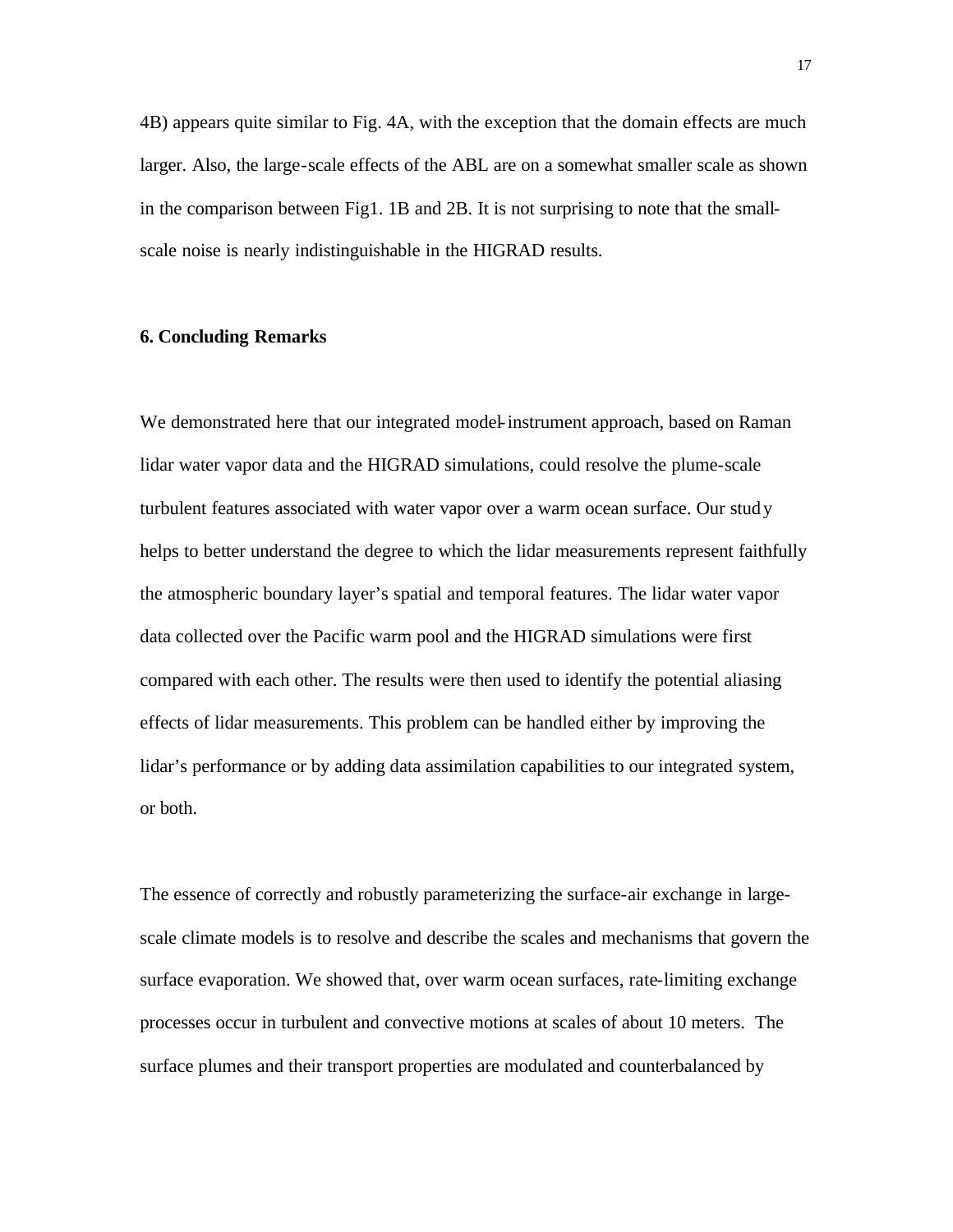4B) appears quite similar to Fig. 4A, with the exception that the domain effects are much larger. Also, the large-scale effects of the ABL are on a somewhat smaller scale as shown in the comparison between Fig1. 1B and 2B. It is not surprising to note that the small-scale noise is nearly indistinguishable in the HIGRAD results.

**6. Concluding Remarks**

We demonstrated here that our integrated model-instrument approach, based on Raman lidar water vapor data and the HIGRAD simulations, could resolve the plume-scale turbulent features associated with water vapor over a warm ocean surface. Our study helps to better understand the degree to which the lidar measurements represent faithfully the atmospheric boundary layer's spatial and temporal features. The lidar water vapor data collected over the Pacific warm pool and the HIGRAD simulations were first compared with each other. The results were then used to identify the potential aliasing effects of lidar measurements. This problem can be handled either by improving the lidar's performance or by adding data assimilation capabilities to our integrated system, or both.

The essence of correctly and robustly parameterizing the surface-air exchange in large-scale climate models is to resolve and describe the scales and mechanisms that govern the surface evaporation. We showed that, over warm ocean surfaces, rate-limiting exchange processes occur in turbulent and convective motions at scales of about 10 meters. The surface plumes and their transport properties are modulated and counterbalanced by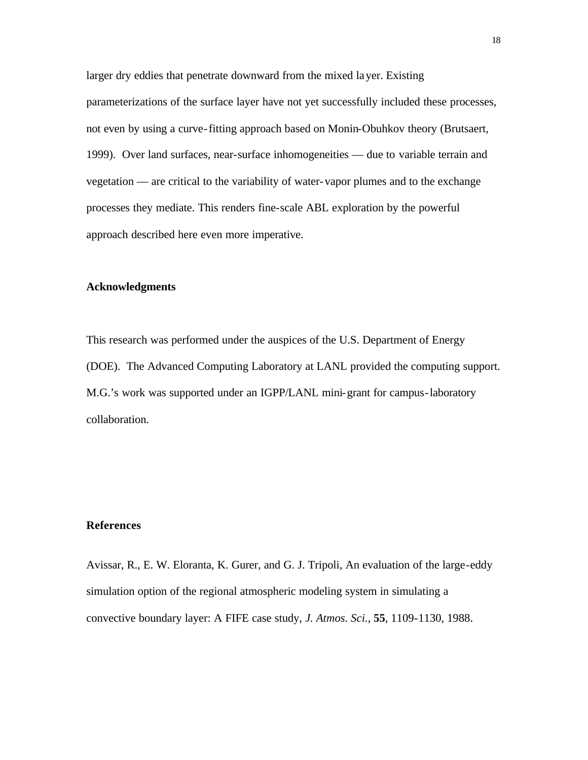larger dry eddies that penetrate downward from the mixed layer. Existing parameterizations of the surface layer have not yet successfully included these processes, not even by using a curve-fitting approach based on Monin-Obuhkov theory (Brutsaert, 1999). Over land surfaces, near-surface inhomogeneities — due to variable terrain and vegetation — are critical to the variability of water-vapor plumes and to the exchange processes they mediate. This renders fine-scale ABL exploration by the powerful approach described here even more imperative.

### Acknowledgments

This research was performed under the auspices of the U.S. Department of Energy (DOE). The Advanced Computing Laboratory at LANL provided the computing support. M.G.'s work was supported under an IGPP/LANL mini-grant for campus-laboratory collaboration.

### References

Avissar, R., E. W. Eloranta, K. Gurer, and G. J. Tripoli, An evaluation of the large-eddy simulation option of the regional atmospheric modeling system in simulating a convective boundary layer: A FIFE case study, *J. Atmos. Sci.*, **55**, 1109-1130, 1988.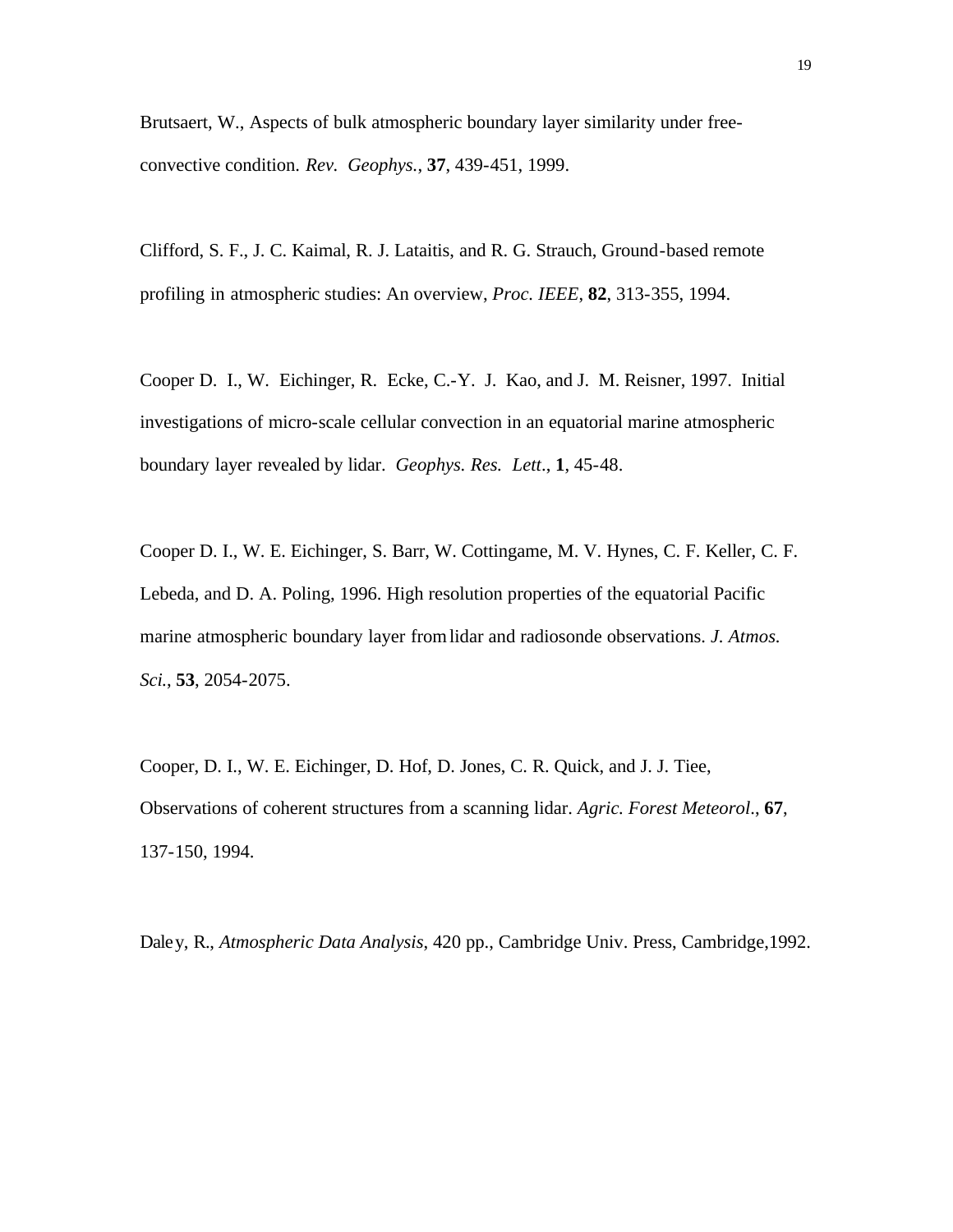Brutsaert, W., Aspects of bulk atmospheric boundary layer similarity under free-convective condition. *Rev. Geophys.*, **37**, 439-451, 1999.

Clifford, S. F., J. C. Kaimal, R. J. Lataitis, and R. G. Strauch, Ground-based remote profiling in atmospheric studies: An overview, *Proc. IEEE*, **82**, 313-355, 1994.

Cooper D. I., W. Eichinger, R. Ecke, C.-Y. J. Kao, and J. M. Reisner, 1997. Initial investigations of micro-scale cellular convection in an equatorial marine atmospheric boundary layer revealed by lidar. *Geophys. Res. Lett.*, **1**, 45-48.

Cooper D. I., W. E. Eichinger, S. Barr, W. Cottingame, M. V. Hynes, C. F. Keller, C. F. Lebeda, and D. A. Poling, 1996. High resolution properties of the equatorial Pacific marine atmospheric boundary layer from lidar and radiosonde observations. *J. Atmos. Sci.*, **53**, 2054-2075.

Cooper, D. I., W. E. Eichinger, D. Hof, D. Jones, C. R. Quick, and J. J. Tiee, Observations of coherent structures from a scanning lidar. *Agric. Forest Meteorol.*, **67**, 137-150, 1994.

Daley, R., *Atmospheric Data Analysis*, 420 pp., Cambridge Univ. Press, Cambridge,1992.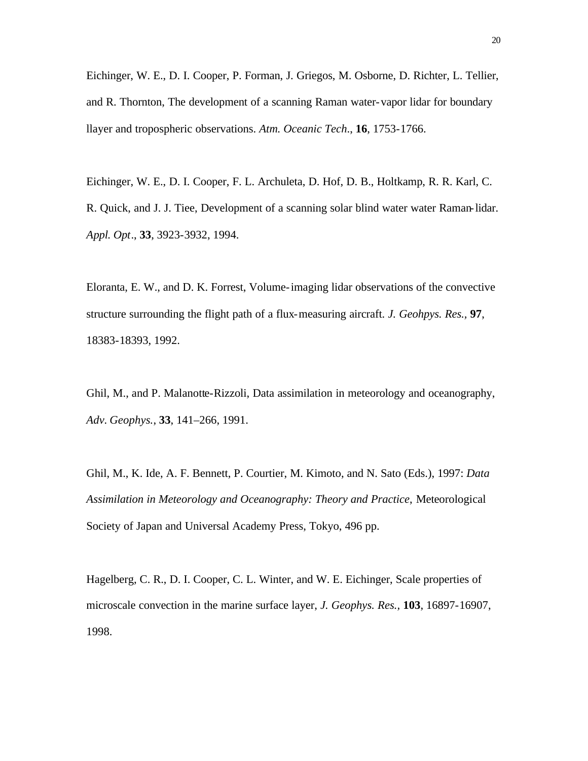Eichinger, W. E., D. I. Cooper, P. Forman, J. Griegos, M. Osborne, D. Richter, L. Tellier, and R. Thornton, The development of a scanning Raman water-vapor lidar for boundary llayer and tropospheric observations. *Atm. Oceanic Tech.*, **16**, 1753-1766.

Eichinger, W. E., D. I. Cooper, F. L. Archuleta, D. Hof, D. B., Holtkamp, R. R. Karl, C. R. Quick, and J. J. Tiee, Development of a scanning solar blind water water Raman-lidar. *Appl. Opt*., **33**, 3923-3932, 1994.

Eloranta, E. W., and D. K. Forrest, Volume-imaging lidar observations of the convective structure surrounding the flight path of a flux-measuring aircraft. *J. Geohpys. Res.*, **97**, 18383-18393, 1992.

Ghil, M., and P. Malanotte-Rizzoli, Data assimilation in meteorology and oceanography, *Adv. Geophys.*, **33**, 141–266, 1991.

Ghil, M., K. Ide, A. F. Bennett, P. Courtier, M. Kimoto, and N. Sato (Eds.), 1997: *Data Assimilation in Meteorology and Oceanography: Theory and Practice*, Meteorological Society of Japan and Universal Academy Press, Tokyo, 496 pp.

Hagelberg, C. R., D. I. Cooper, C. L. Winter, and W. E. Eichinger, Scale properties of microscale convection in the marine surface layer, *J. Geophys. Res.*, **103**, 16897-16907, 1998.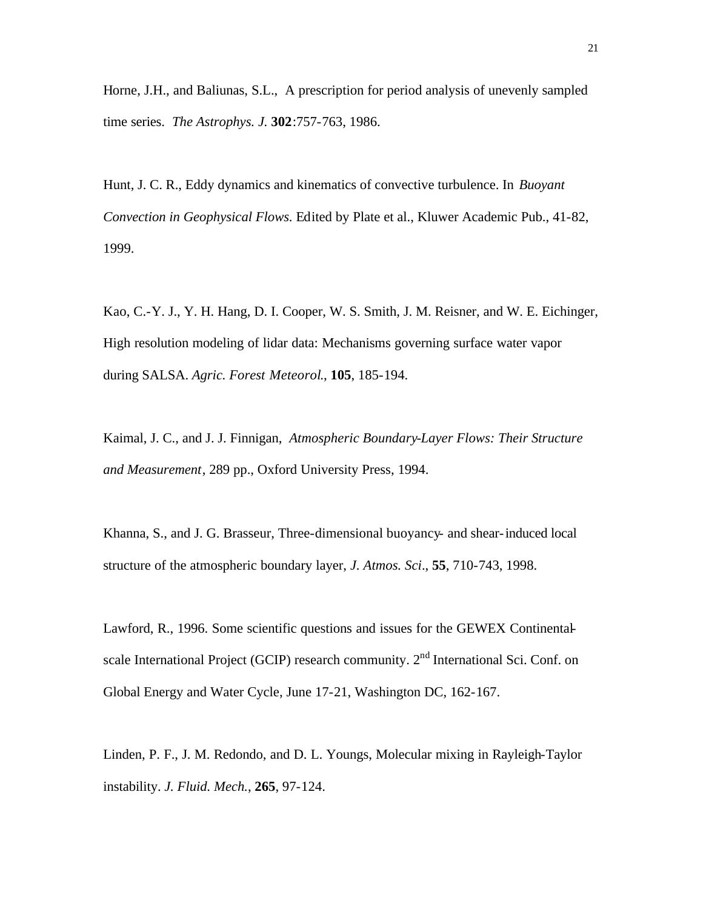Horne, J.H., and Baliunas, S.L., A prescription for period analysis of unevenly sampled time series. *The Astrophys. J.* **302**:757-763, 1986.

Hunt, J. C. R., Eddy dynamics and kinematics of convective turbulence. In *Buoyant Convection in Geophysical Flows*. Edited by Plate et al., Kluwer Academic Pub., 41-82, 1999.

Kao, C.-Y. J., Y. H. Hang, D. I. Cooper, W. S. Smith, J. M. Reisner, and W. E. Eichinger, High resolution modeling of lidar data: Mechanisms governing surface water vapor during SALSA. *Agric. Forest Meteorol.*, **105**, 185-194.

Kaimal, J. C., and J. J. Finnigan, *Atmospheric Boundary-Layer Flows: Their Structure and Measurement*, 289 pp., Oxford University Press, 1994.

Khanna, S., and J. G. Brasseur, Three-dimensional buoyancy- and shear-induced local structure of the atmospheric boundary layer, *J. Atmos. Sci*., **55**, 710-743, 1998.

Lawford, R., 1996. Some scientific questions and issues for the GEWEX Continental-scale International Project (GCIP) research community. 2nd International Sci. Conf. on Global Energy and Water Cycle, June 17-21, Washington DC, 162-167.

Linden, P. F., J. M. Redondo, and D. L. Youngs, Molecular mixing in Rayleigh-Taylor instability. *J. Fluid. Mech.*, **265**, 97-124.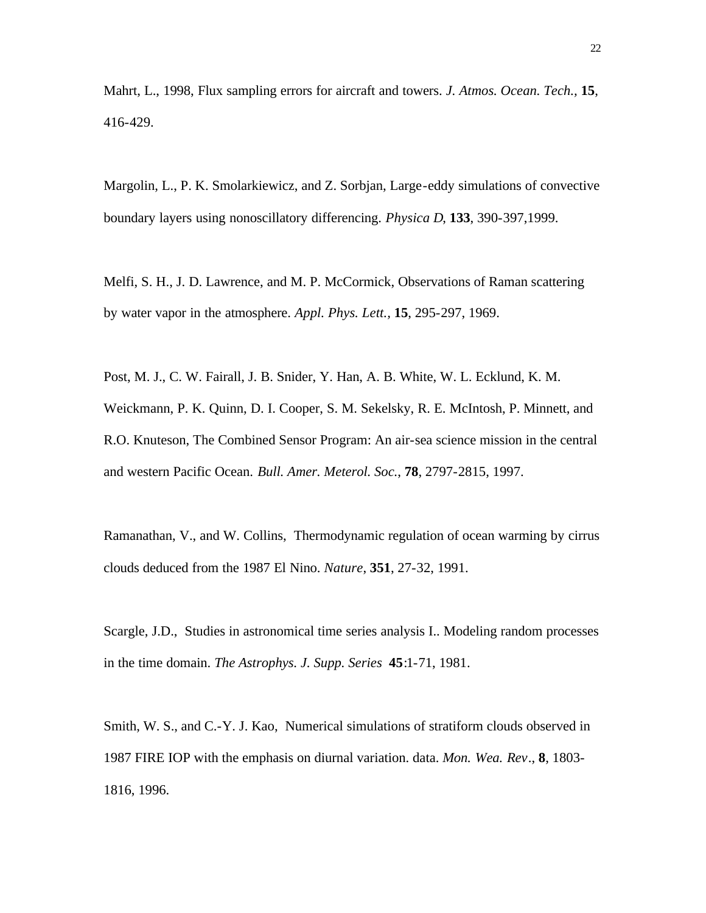Mahrt, L., 1998, Flux sampling errors for aircraft and towers. *J. Atmos. Ocean. Tech.*, **15**, 416-429.

Margolin, L., P. K. Smolarkiewicz, and Z. Sorbjan, Large-eddy simulations of convective boundary layers using nonoscillatory differencing. *Physica D*, **133**, 390-397,1999.

Melfi, S. H., J. D. Lawrence, and M. P. McCormick, Observations of Raman scattering by water vapor in the atmosphere. *Appl. Phys. Lett.*, **15**, 295-297, 1969.

Post, M. J., C. W. Fairall, J. B. Snider, Y. Han, A. B. White, W. L. Ecklund, K. M. Weickmann, P. K. Quinn, D. I. Cooper, S. M. Sekelsky, R. E. McIntosh, P. Minnett, and R.O. Knuteson, The Combined Sensor Program: An air-sea science mission in the central and western Pacific Ocean. *Bull. Amer. Meterol. Soc.*, **78**, 2797-2815, 1997.

Ramanathan, V., and W. Collins, Thermodynamic regulation of ocean warming by cirrus clouds deduced from the 1987 El Nino. *Nature*, **351**, 27-32, 1991.

Scargle, J.D., Studies in astronomical time series analysis I.. Modeling random processes in the time domain. *The Astrophys. J. Supp. Series* **45**:1-71, 1981.

Smith, W. S., and C.-Y. J. Kao, Numerical simulations of stratiform clouds observed in 1987 FIRE IOP with the emphasis on diurnal variation. data. *Mon. Wea. Rev*., **8**, 1803-1816, 1996.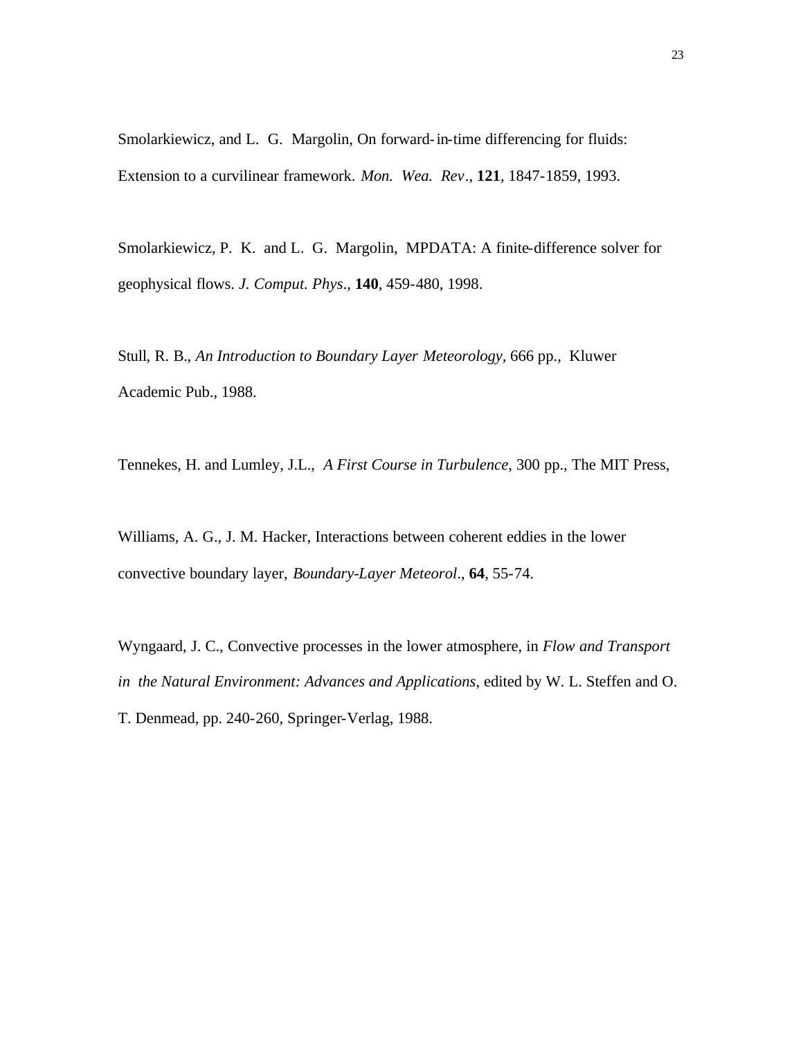Smolarkiewicz, and L. G. Margolin, On forward-in-time differencing for fluids: Extension to a curvilinear framework. *Mon. Wea. Rev*., **121**, 1847-1859, 1993.

Smolarkiewicz, P. K. and L. G. Margolin, MPDATA: A finite-difference solver for geophysical flows. *J. Comput. Phys*., **140**, 459-480, 1998.

Stull, R. B., *An Introduction to Boundary Layer Meteorology*, 666 pp., Kluwer Academic Pub., 1988.

Tennekes, H. and Lumley, J.L., *A First Course in Turbulence*, 300 pp., The MIT Press,

Williams, A. G., J. M. Hacker, Interactions between coherent eddies in the lower convective boundary layer, *Boundary-Layer Meteorol*., **64**, 55-74.

Wyngaard, J. C., Convective processes in the lower atmosphere, in *Flow and Transport in the Natural Environment: Advances and Applications*, edited by W. L. Steffen and O. T. Denmead, pp. 240-260, Springer-Verlag, 1988.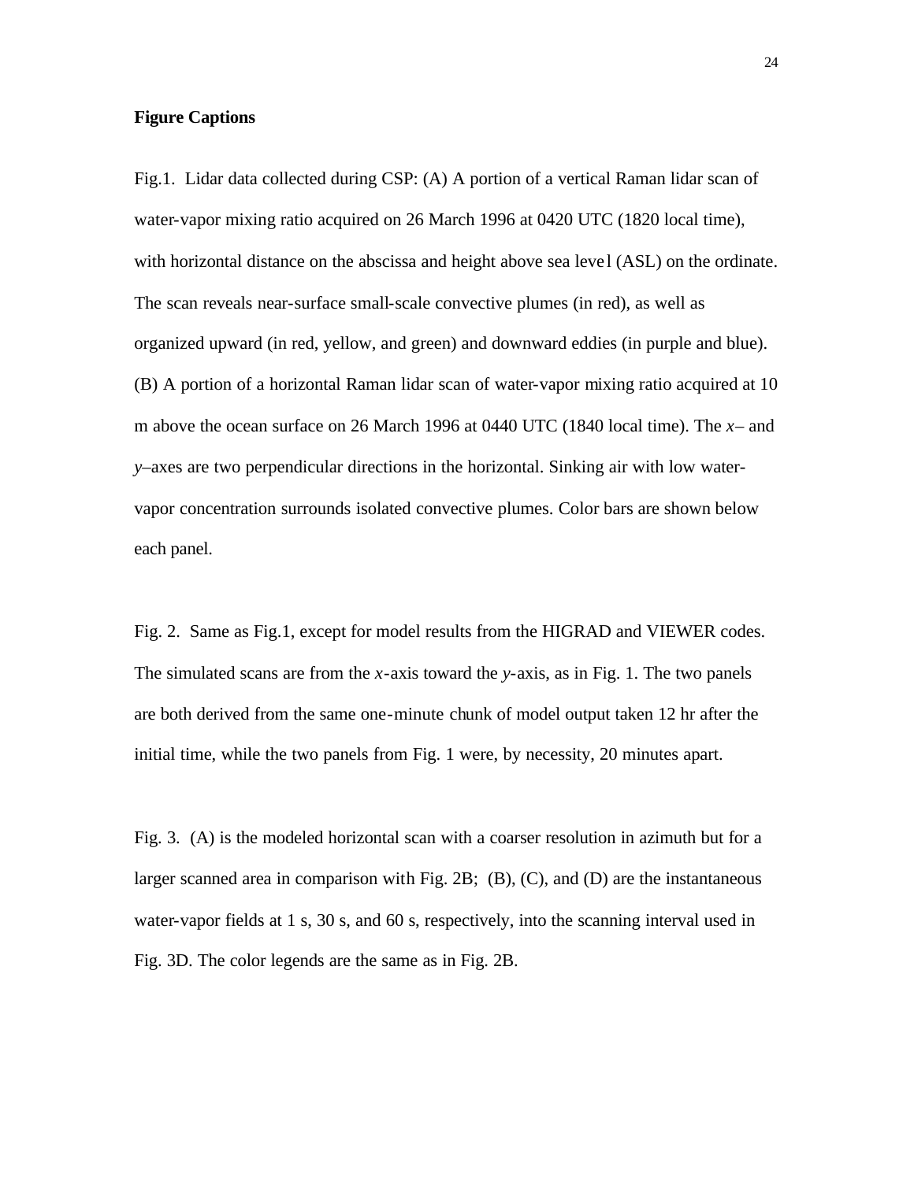**Figure Captions**

Fig.1. Lidar data collected during CSP: (A) A portion of a vertical Raman lidar scan of water-vapor mixing ratio acquired on 26 March 1996 at 0420 UTC (1820 local time), with horizontal distance on the abscissa and height above sea level (ASL) on the ordinate. The scan reveals near-surface small-scale convective plumes (in red), as well as organized upward (in red, yellow, and green) and downward eddies (in purple and blue). (B) A portion of a horizontal Raman lidar scan of water-vapor mixing ratio acquired at 10 m above the ocean surface on 26 March 1996 at 0440 UTC (1840 local time). The *x*– and *y*–axes are two perpendicular directions in the horizontal. Sinking air with low water-vapor concentration surrounds isolated convective plumes. Color bars are shown below each panel.

Fig. 2. Same as Fig.1, except for model results from the HIGRAD and VIEWER codes. The simulated scans are from the *x*-axis toward the *y*-axis, as in Fig. 1. The two panels are both derived from the same one-minute chunk of model output taken 12 hr after the initial time, while the two panels from Fig. 1 were, by necessity, 20 minutes apart.

Fig. 3. (A) is the modeled horizontal scan with a coarser resolution in azimuth but for a larger scanned area in comparison with Fig. 2B; (B), (C), and (D) are the instantaneous water-vapor fields at 1 s, 30 s, and 60 s, respectively, into the scanning interval used in Fig. 3D. The color legends are the same as in Fig. 2B.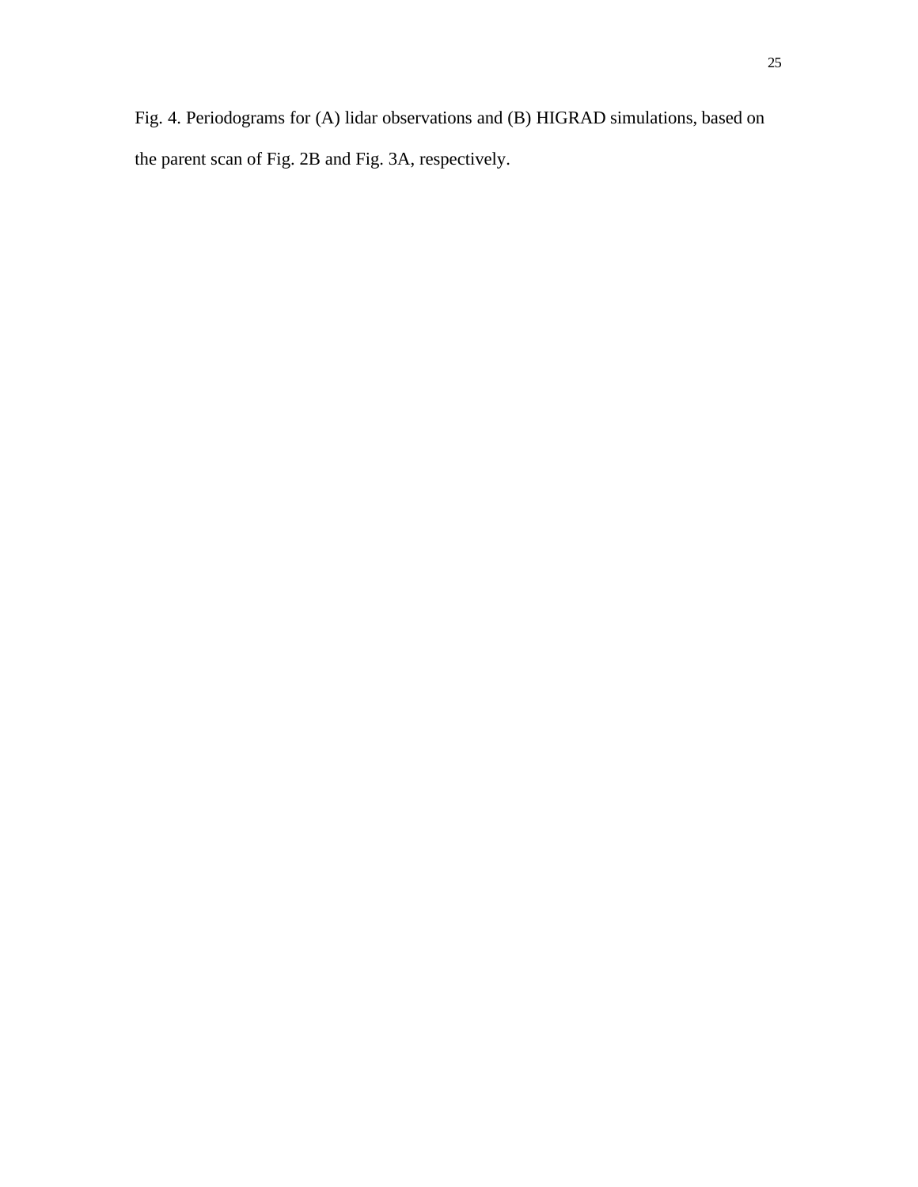Fig. 4. Periodograms for (A) lidar observations and (B) HIGRAD simulations, based on the parent scan of Fig. 2B and Fig. 3A, respectively.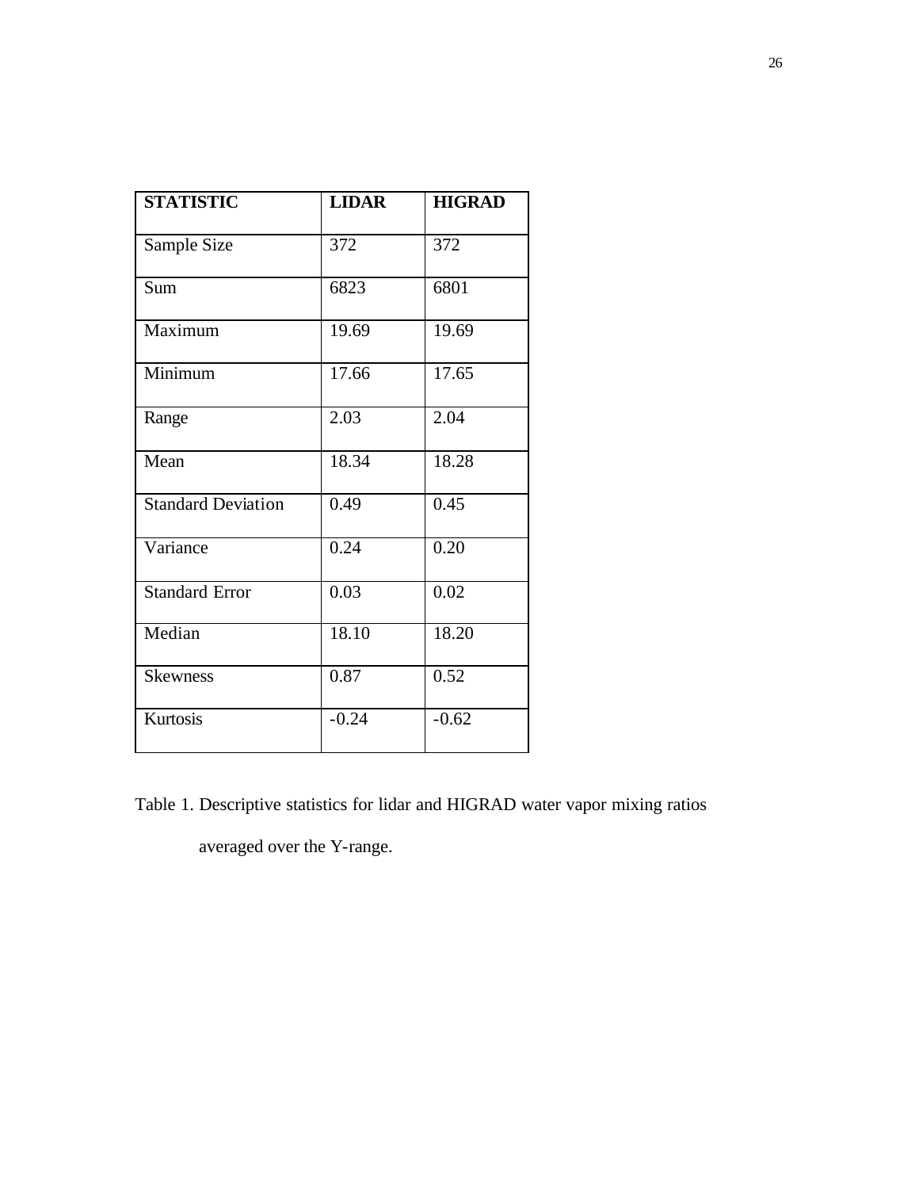| STATISTIC | LIDAR | HIGRAD |
|---|---|---|
| Sample Size | 372 | 372 |
| Sum | 6823 | 6801 |
| Maximum | 19.69 | 19.69 |
| Minimum | 17.66 | 17.65 |
| Range | 2.03 | 2.04 |
| Mean | 18.34 | 18.28 |
| Standard Deviation | 0.49 | 0.45 |
| Variance | 0.24 | 0.20 |
| Standard Error | 0.03 | 0.02 |
| Median | 18.10 | 18.20 |
| Skewness | 0.87 | 0.52 |
| Kurtosis | -0.24 | -0.62 |

Table 1. Descriptive statistics for lidar and HIGRAD water vapor mixing ratios averaged over the Y-range.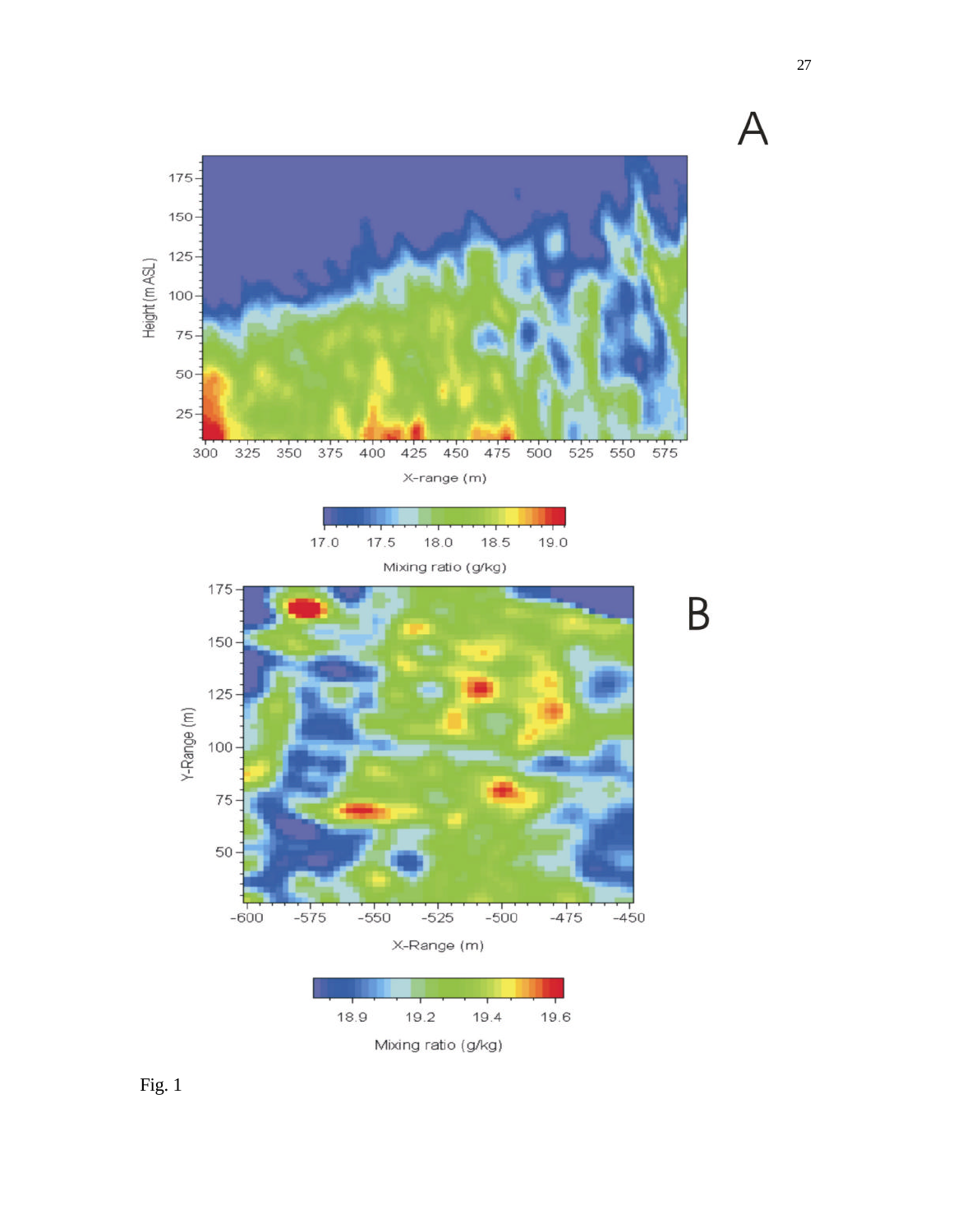Fig. 1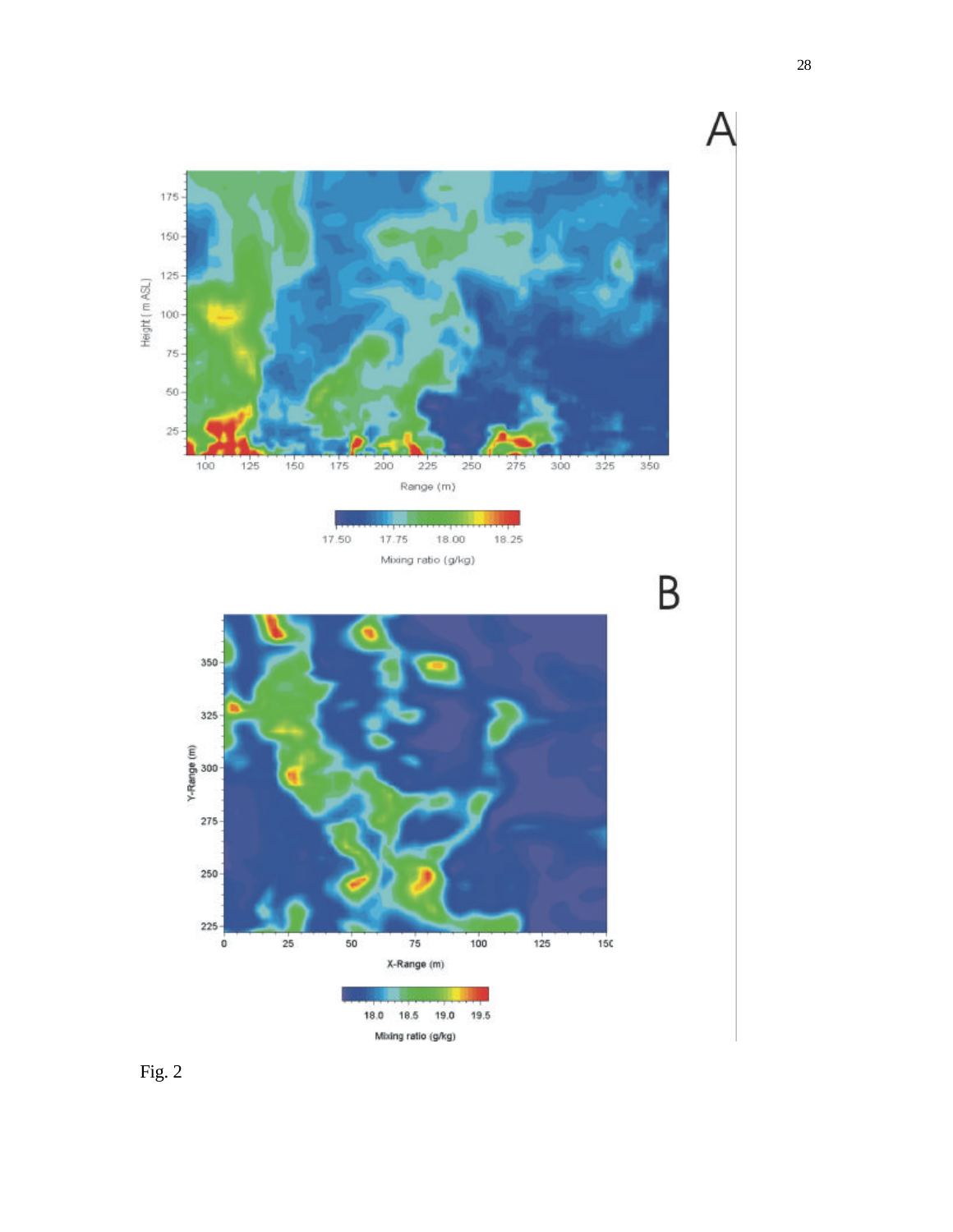Fig. 2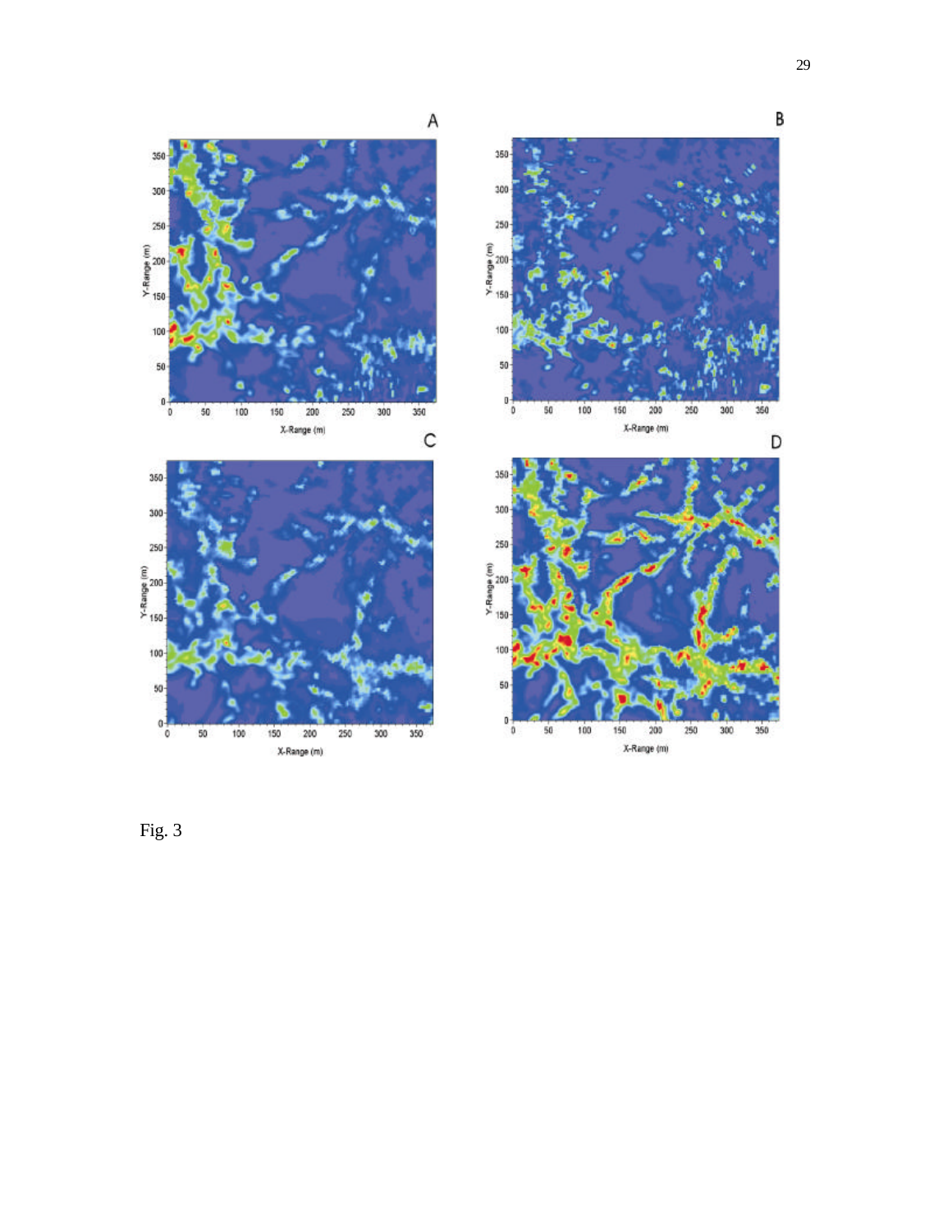A

350
300
250
200
150
100
50
0

Y-Range (m)

0 50 100 150 200 250 300 350

X-Range (m)

B

350
300
250
200
150
100
50
0

Y-Range (m)

0 50 100 150 200 250 300 350

X-Range (m)

C

350
300
250
200
150
100
50
0

Y-Range (m)

0 50 100 150 200 250 300 350

X-Range (m)

D

350
300
250
200
150
100
50
0

Y-Range (m)

0 50 100 150 200 250 300 350

X-Range (m)

Fig. 3